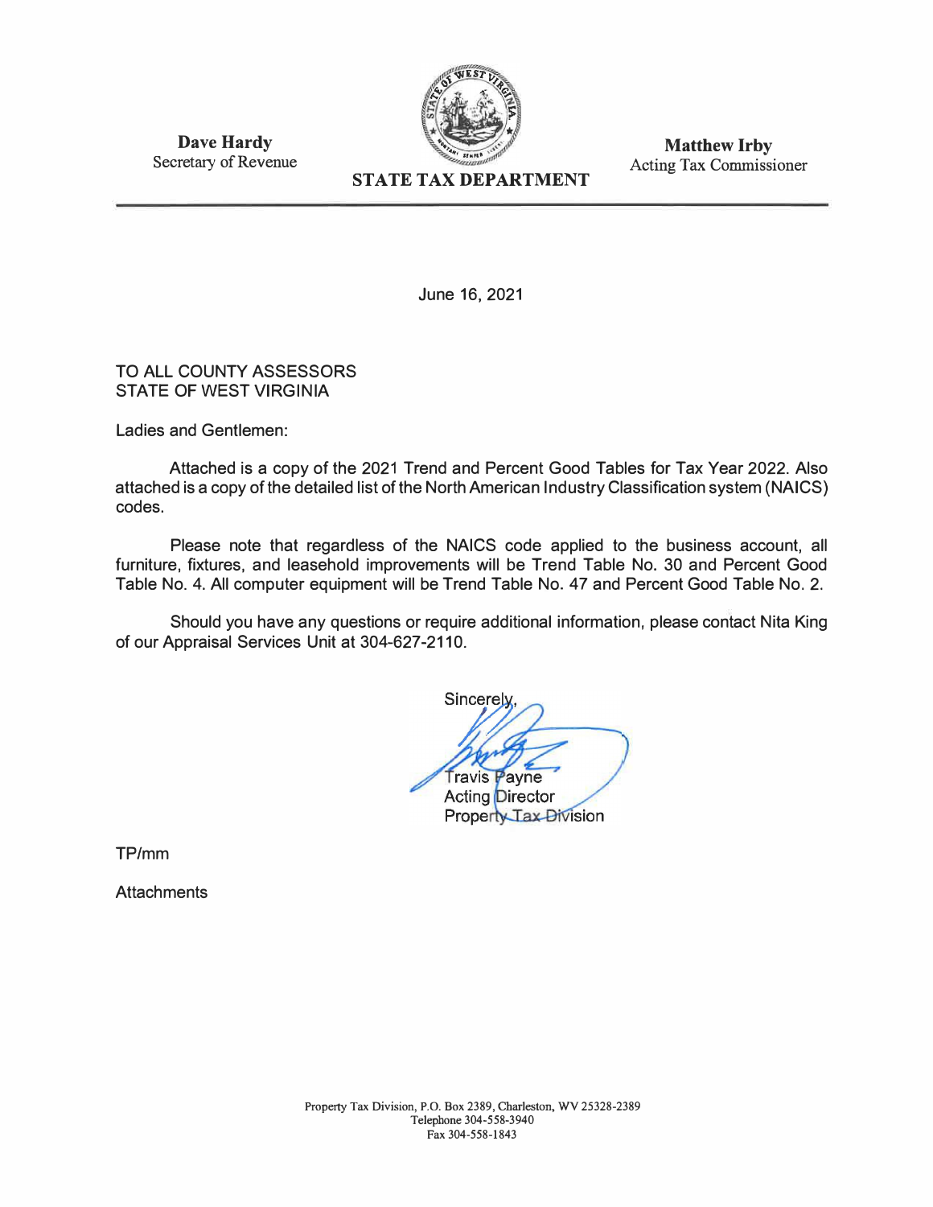**Dave Hardy**
Secretary of Revenue

**STATE TAX DEPARTMENT**

**Matthew Irby**
Acting Tax Commissioner

June 16, 2021

TO ALL COUNTY ASSESSORS
STATE OF WEST VIRGINIA

Ladies and Gentlemen:

Attached is a copy of the 2021 Trend and Percent Good Tables for Tax Year 2022. Also attached is a copy of the detailed list of the North American Industry Classification system (NAICS) codes.

Please note that regardless of the NAICS code applied to the business account, all furniture, fixtures, and leasehold improvements will be Trend Table No. 30 and Percent Good Table No. 4. All computer equipment will be Trend Table No. 47 and Percent Good Table No. 2.

Should you have any questions or require additional information, please contact Nita King of our Appraisal Services Unit at 304-627-2110.

Sincerely,

Travis Payne
Acting Director
Property Tax Division

TP/mm

Attachments

Property Tax Division, P.O. Box 2389, Charleston, WV 25328-2389
Telephone 304-558-3940
Fax 304-558-1843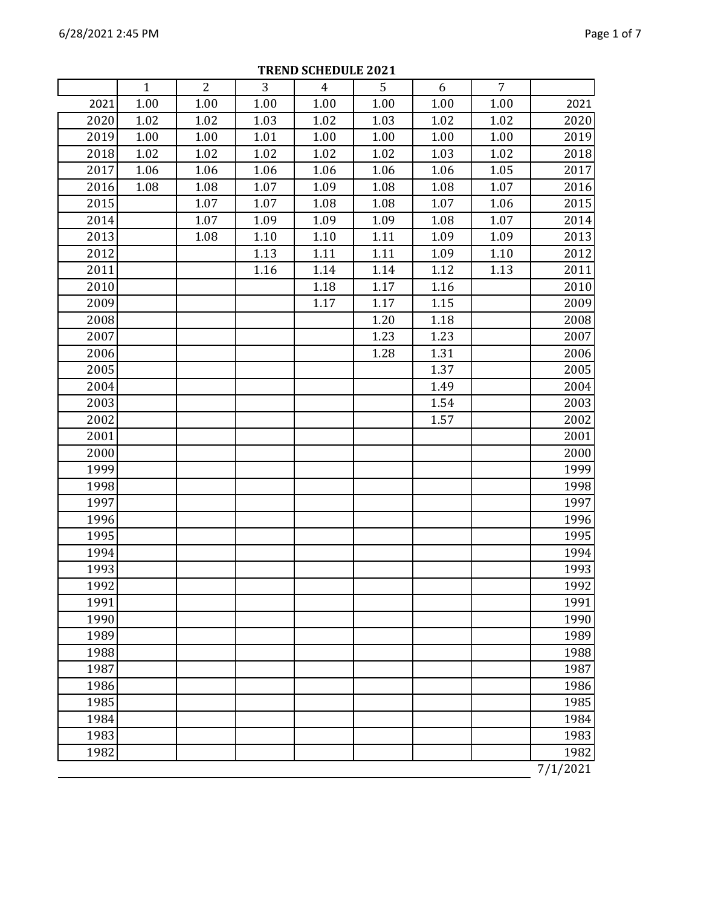**TREND SCHEDULE 2021**

| | 1 | 2 | 3 | 4 | 5 | 6 | 7 | |
|---|---|---|---|---|---|---|---|---|
| 2021 | 1.00 | 1.00 | 1.00 | 1.00 | 1.00 | 1.00 | 1.00 | 2021 |
| 2020 | 1.02 | 1.02 | 1.03 | 1.02 | 1.03 | 1.02 | 1.02 | 2020 |
| 2019 | 1.00 | 1.00 | 1.01 | 1.00 | 1.00 | 1.00 | 1.00 | 2019 |
| 2018 | 1.02 | 1.02 | 1.02 | 1.02 | 1.02 | 1.03 | 1.02 | 2018 |
| 2017 | 1.06 | 1.06 | 1.06 | 1.06 | 1.06 | 1.06 | 1.05 | 2017 |
| 2016 | 1.08 | 1.08 | 1.07 | 1.09 | 1.08 | 1.08 | 1.07 | 2016 |
| 2015 | | 1.07 | 1.07 | 1.08 | 1.08 | 1.07 | 1.06 | 2015 |
| 2014 | | 1.07 | 1.09 | 1.09 | 1.09 | 1.08 | 1.07 | 2014 |
| 2013 | | 1.08 | 1.10 | 1.10 | 1.11 | 1.09 | 1.09 | 2013 |
| 2012 | | | 1.13 | 1.11 | 1.11 | 1.09 | 1.10 | 2012 |
| 2011 | | | 1.16 | 1.14 | 1.14 | 1.12 | 1.13 | 2011 |
| 2010 | | | | 1.18 | 1.17 | 1.16 | | 2010 |
| 2009 | | | | 1.17 | 1.17 | 1.15 | | 2009 |
| 2008 | | | | | 1.20 | 1.18 | | 2008 |
| 2007 | | | | | 1.23 | 1.23 | | 2007 |
| 2006 | | | | | 1.28 | 1.31 | | 2006 |
| 2005 | | | | | | 1.37 | | 2005 |
| 2004 | | | | | | 1.49 | | 2004 |
| 2003 | | | | | | 1.54 | | 2003 |
| 2002 | | | | | | 1.57 | | 2002 |
| 2001 | | | | | | | | 2001 |
| 2000 | | | | | | | | 2000 |
| 1999 | | | | | | | | 1999 |
| 1998 | | | | | | | | 1998 |
| 1997 | | | | | | | | 1997 |
| 1996 | | | | | | | | 1996 |
| 1995 | | | | | | | | 1995 |
| 1994 | | | | | | | | 1994 |
| 1993 | | | | | | | | 1993 |
| 1992 | | | | | | | | 1992 |
| 1991 | | | | | | | | 1991 |
| 1990 | | | | | | | | 1990 |
| 1989 | | | | | | | | 1989 |
| 1988 | | | | | | | | 1988 |
| 1987 | | | | | | | | 1987 |
| 1986 | | | | | | | | 1986 |
| 1985 | | | | | | | | 1985 |
| 1984 | | | | | | | | 1984 |
| 1983 | | | | | | | | 1983 |
| 1982 | | | | | | | | 1982 |

7/1/2021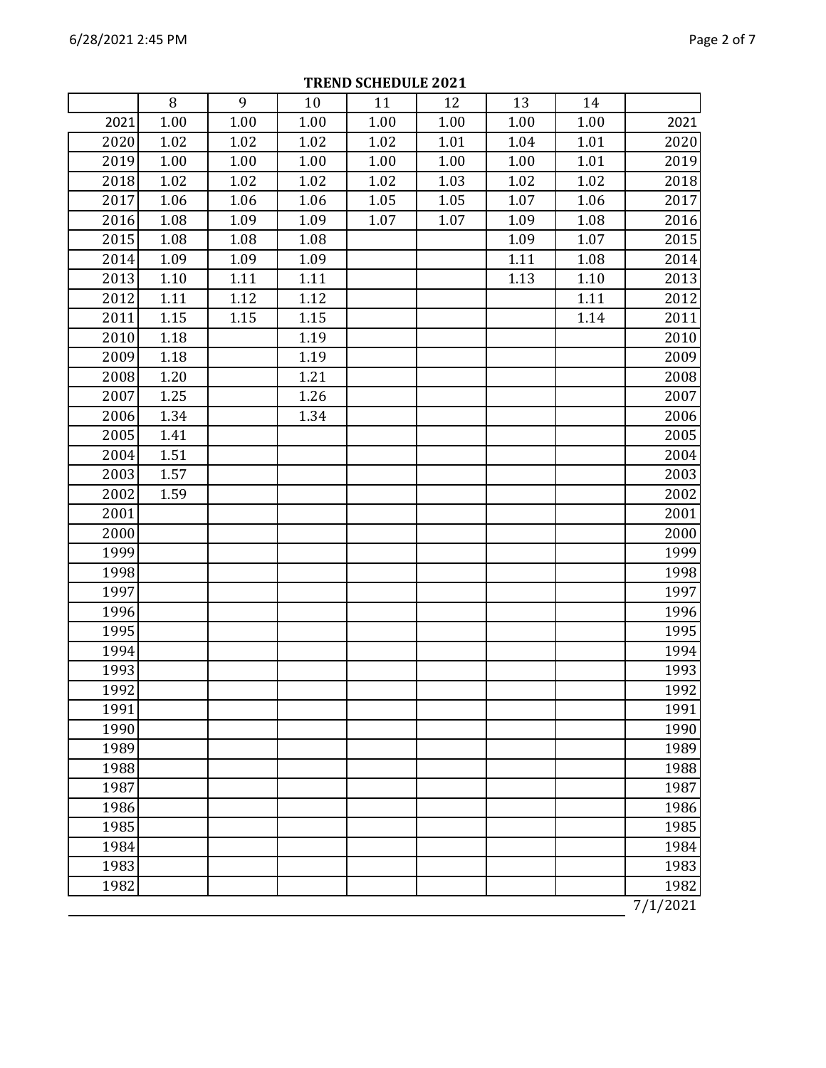**TREND SCHEDULE 2021**

| | 8 | 9 | 10 | 11 | 12 | 13 | 14 | |
|---|---|---|---|---|---|---|---|---|
| 2021 | 1.00 | 1.00 | 1.00 | 1.00 | 1.00 | 1.00 | 1.00 | 2021 |
| 2020 | 1.02 | 1.02 | 1.02 | 1.02 | 1.01 | 1.04 | 1.01 | 2020 |
| 2019 | 1.00 | 1.00 | 1.00 | 1.00 | 1.00 | 1.00 | 1.01 | 2019 |
| 2018 | 1.02 | 1.02 | 1.02 | 1.02 | 1.03 | 1.02 | 1.02 | 2018 |
| 2017 | 1.06 | 1.06 | 1.06 | 1.05 | 1.05 | 1.07 | 1.06 | 2017 |
| 2016 | 1.08 | 1.09 | 1.09 | 1.07 | 1.07 | 1.09 | 1.08 | 2016 |
| 2015 | 1.08 | 1.08 | 1.08 | | | 1.09 | 1.07 | 2015 |
| 2014 | 1.09 | 1.09 | 1.09 | | | 1.11 | 1.08 | 2014 |
| 2013 | 1.10 | 1.11 | 1.11 | | | 1.13 | 1.10 | 2013 |
| 2012 | 1.11 | 1.12 | 1.12 | | | | 1.11 | 2012 |
| 2011 | 1.15 | 1.15 | 1.15 | | | | 1.14 | 2011 |
| 2010 | 1.18 | | 1.19 | | | | | 2010 |
| 2009 | 1.18 | | 1.19 | | | | | 2009 |
| 2008 | 1.20 | | 1.21 | | | | | 2008 |
| 2007 | 1.25 | | 1.26 | | | | | 2007 |
| 2006 | 1.34 | | 1.34 | | | | | 2006 |
| 2005 | 1.41 | | | | | | | 2005 |
| 2004 | 1.51 | | | | | | | 2004 |
| 2003 | 1.57 | | | | | | | 2003 |
| 2002 | 1.59 | | | | | | | 2002 |
| 2001 | | | | | | | | 2001 |
| 2000 | | | | | | | | 2000 |
| 1999 | | | | | | | | 1999 |
| 1998 | | | | | | | | 1998 |
| 1997 | | | | | | | | 1997 |
| 1996 | | | | | | | | 1996 |
| 1995 | | | | | | | | 1995 |
| 1994 | | | | | | | | 1994 |
| 1993 | | | | | | | | 1993 |
| 1992 | | | | | | | | 1992 |
| 1991 | | | | | | | | 1991 |
| 1990 | | | | | | | | 1990 |
| 1989 | | | | | | | | 1989 |
| 1988 | | | | | | | | 1988 |
| 1987 | | | | | | | | 1987 |
| 1986 | | | | | | | | 1986 |
| 1985 | | | | | | | | 1985 |
| 1984 | | | | | | | | 1984 |
| 1983 | | | | | | | | 1983 |
| 1982 | | | | | | | | 1982 |

7/1/2021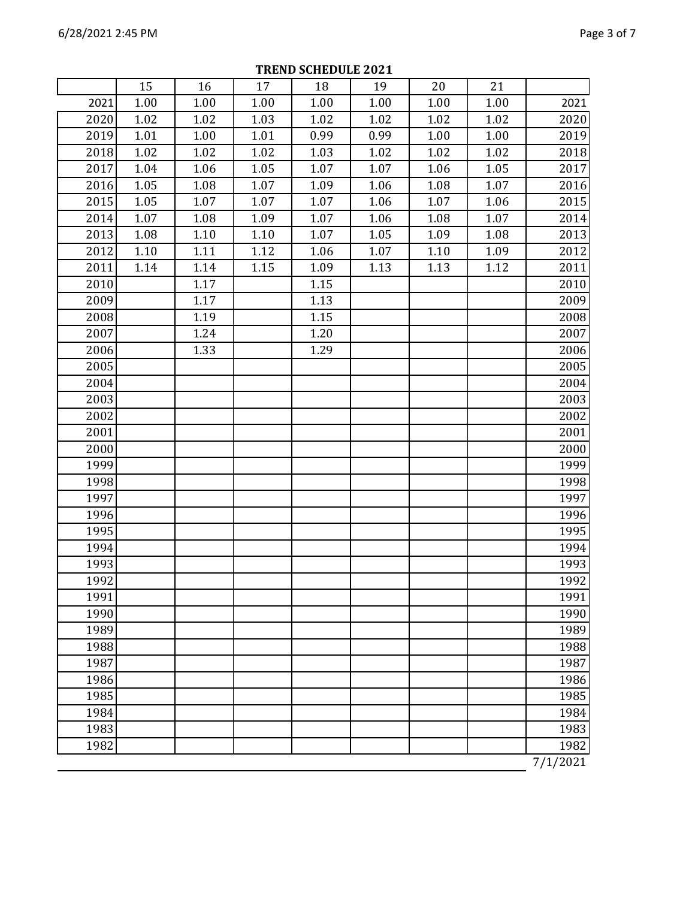**TREND SCHEDULE 2021**

| | 15 | 16 | 17 | 18 | 19 | 20 | 21 | |
|---|---|---|---|---|---|---|---|---|
| 2021 | 1.00 | 1.00 | 1.00 | 1.00 | 1.00 | 1.00 | 1.00 | 2021 |
| 2020 | 1.02 | 1.02 | 1.03 | 1.02 | 1.02 | 1.02 | 1.02 | 2020 |
| 2019 | 1.01 | 1.00 | 1.01 | 0.99 | 0.99 | 1.00 | 1.00 | 2019 |
| 2018 | 1.02 | 1.02 | 1.02 | 1.03 | 1.02 | 1.02 | 1.02 | 2018 |
| 2017 | 1.04 | 1.06 | 1.05 | 1.07 | 1.07 | 1.06 | 1.05 | 2017 |
| 2016 | 1.05 | 1.08 | 1.07 | 1.09 | 1.06 | 1.08 | 1.07 | 2016 |
| 2015 | 1.05 | 1.07 | 1.07 | 1.07 | 1.06 | 1.07 | 1.06 | 2015 |
| 2014 | 1.07 | 1.08 | 1.09 | 1.07 | 1.06 | 1.08 | 1.07 | 2014 |
| 2013 | 1.08 | 1.10 | 1.10 | 1.07 | 1.05 | 1.09 | 1.08 | 2013 |
| 2012 | 1.10 | 1.11 | 1.12 | 1.06 | 1.07 | 1.10 | 1.09 | 2012 |
| 2011 | 1.14 | 1.14 | 1.15 | 1.09 | 1.13 | 1.13 | 1.12 | 2011 |
| 2010 | | 1.17 | | 1.15 | | | | 2010 |
| 2009 | | 1.17 | | 1.13 | | | | 2009 |
| 2008 | | 1.19 | | 1.15 | | | | 2008 |
| 2007 | | 1.24 | | 1.20 | | | | 2007 |
| 2006 | | 1.33 | | 1.29 | | | | 2006 |
| 2005 | | | | | | | | 2005 |
| 2004 | | | | | | | | 2004 |
| 2003 | | | | | | | | 2003 |
| 2002 | | | | | | | | 2002 |
| 2001 | | | | | | | | 2001 |
| 2000 | | | | | | | | 2000 |
| 1999 | | | | | | | | 1999 |
| 1998 | | | | | | | | 1998 |
| 1997 | | | | | | | | 1997 |
| 1996 | | | | | | | | 1996 |
| 1995 | | | | | | | | 1995 |
| 1994 | | | | | | | | 1994 |
| 1993 | | | | | | | | 1993 |
| 1992 | | | | | | | | 1992 |
| 1991 | | | | | | | | 1991 |
| 1990 | | | | | | | | 1990 |
| 1989 | | | | | | | | 1989 |
| 1988 | | | | | | | | 1988 |
| 1987 | | | | | | | | 1987 |
| 1986 | | | | | | | | 1986 |
| 1985 | | | | | | | | 1985 |
| 1984 | | | | | | | | 1984 |
| 1983 | | | | | | | | 1983 |
| 1982 | | | | | | | | 1982 |

7/1/2021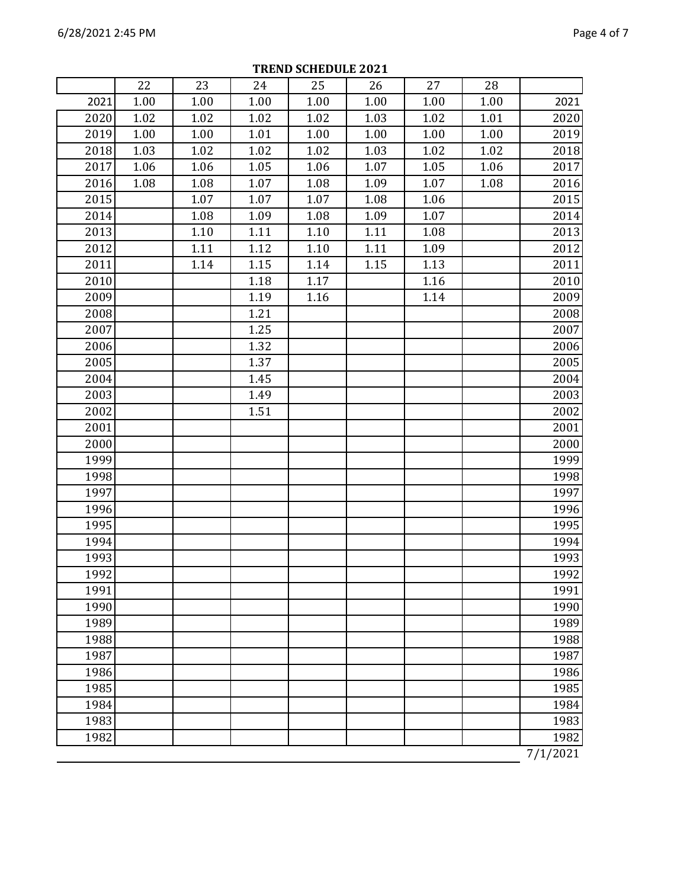**TREND SCHEDULE 2021**

| | 22 | 23 | 24 | 25 | 26 | 27 | 28 | |
|---|---|---|---|---|---|---|---|---|
| 2021 | 1.00 | 1.00 | 1.00 | 1.00 | 1.00 | 1.00 | 1.00 | 2021 |
| 2020 | 1.02 | 1.02 | 1.02 | 1.02 | 1.03 | 1.02 | 1.01 | 2020 |
| 2019 | 1.00 | 1.00 | 1.01 | 1.00 | 1.00 | 1.00 | 1.00 | 2019 |
| 2018 | 1.03 | 1.02 | 1.02 | 1.02 | 1.03 | 1.02 | 1.02 | 2018 |
| 2017 | 1.06 | 1.06 | 1.05 | 1.06 | 1.07 | 1.05 | 1.06 | 2017 |
| 2016 | 1.08 | 1.08 | 1.07 | 1.08 | 1.09 | 1.07 | 1.08 | 2016 |
| 2015 | | 1.07 | 1.07 | 1.07 | 1.08 | 1.06 | | 2015 |
| 2014 | | 1.08 | 1.09 | 1.08 | 1.09 | 1.07 | | 2014 |
| 2013 | | 1.10 | 1.11 | 1.10 | 1.11 | 1.08 | | 2013 |
| 2012 | | 1.11 | 1.12 | 1.10 | 1.11 | 1.09 | | 2012 |
| 2011 | | 1.14 | 1.15 | 1.14 | 1.15 | 1.13 | | 2011 |
| 2010 | | | 1.18 | 1.17 | | 1.16 | | 2010 |
| 2009 | | | 1.19 | 1.16 | | 1.14 | | 2009 |
| 2008 | | | 1.21 | | | | | 2008 |
| 2007 | | | 1.25 | | | | | 2007 |
| 2006 | | | 1.32 | | | | | 2006 |
| 2005 | | | 1.37 | | | | | 2005 |
| 2004 | | | 1.45 | | | | | 2004 |
| 2003 | | | 1.49 | | | | | 2003 |
| 2002 | | | 1.51 | | | | | 2002 |
| 2001 | | | | | | | | 2001 |
| 2000 | | | | | | | | 2000 |
| 1999 | | | | | | | | 1999 |
| 1998 | | | | | | | | 1998 |
| 1997 | | | | | | | | 1997 |
| 1996 | | | | | | | | 1996 |
| 1995 | | | | | | | | 1995 |
| 1994 | | | | | | | | 1994 |
| 1993 | | | | | | | | 1993 |
| 1992 | | | | | | | | 1992 |
| 1991 | | | | | | | | 1991 |
| 1990 | | | | | | | | 1990 |
| 1989 | | | | | | | | 1989 |
| 1988 | | | | | | | | 1988 |
| 1987 | | | | | | | | 1987 |
| 1986 | | | | | | | | 1986 |
| 1985 | | | | | | | | 1985 |
| 1984 | | | | | | | | 1984 |
| 1983 | | | | | | | | 1983 |
| 1982 | | | | | | | | 1982 |

7/1/2021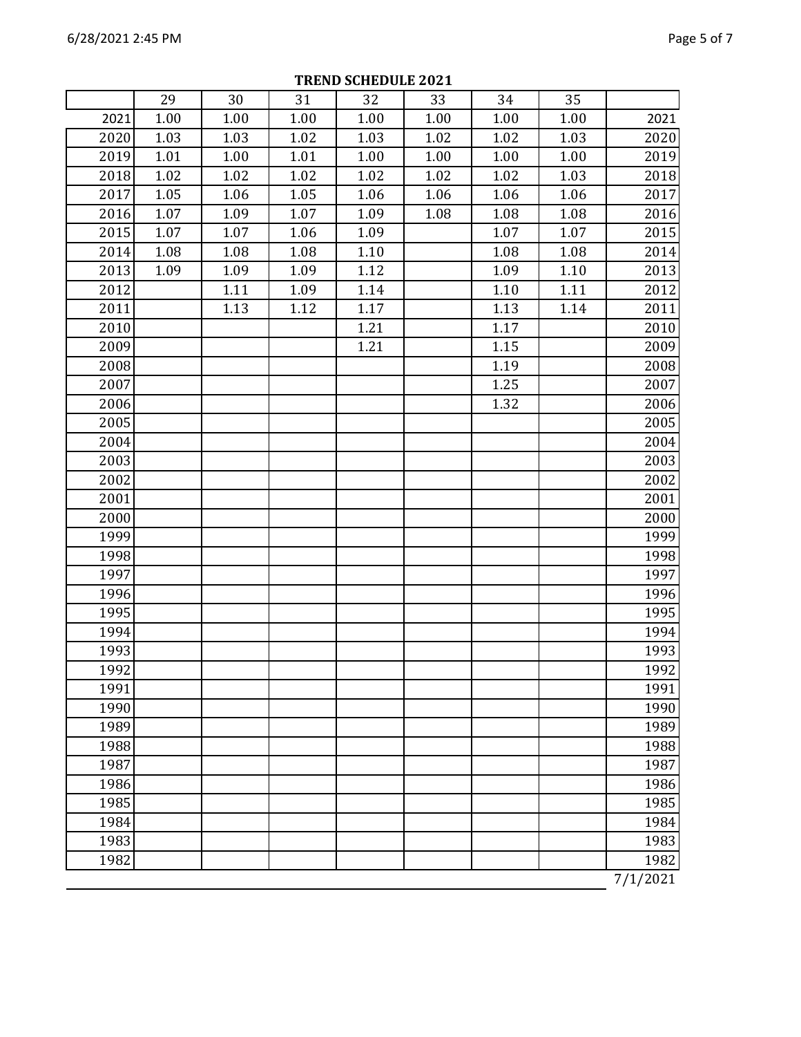**TREND SCHEDULE 2021**

| | 29 | 30 | 31 | 32 | 33 | 34 | 35 | |
|---|---|---|---|---|---|---|---|---|
| 2021 | 1.00 | 1.00 | 1.00 | 1.00 | 1.00 | 1.00 | 1.00 | 2021 |
| 2020 | 1.03 | 1.03 | 1.02 | 1.03 | 1.02 | 1.02 | 1.03 | 2020 |
| 2019 | 1.01 | 1.00 | 1.01 | 1.00 | 1.00 | 1.00 | 1.00 | 2019 |
| 2018 | 1.02 | 1.02 | 1.02 | 1.02 | 1.02 | 1.02 | 1.03 | 2018 |
| 2017 | 1.05 | 1.06 | 1.05 | 1.06 | 1.06 | 1.06 | 1.06 | 2017 |
| 2016 | 1.07 | 1.09 | 1.07 | 1.09 | 1.08 | 1.08 | 1.08 | 2016 |
| 2015 | 1.07 | 1.07 | 1.06 | 1.09 | | 1.07 | 1.07 | 2015 |
| 2014 | 1.08 | 1.08 | 1.08 | 1.10 | | 1.08 | 1.08 | 2014 |
| 2013 | 1.09 | 1.09 | 1.09 | 1.12 | | 1.09 | 1.10 | 2013 |
| 2012 | | 1.11 | 1.09 | 1.14 | | 1.10 | 1.11 | 2012 |
| 2011 | | 1.13 | 1.12 | 1.17 | | 1.13 | 1.14 | 2011 |
| 2010 | | | | 1.21 | | 1.17 | | 2010 |
| 2009 | | | | 1.21 | | 1.15 | | 2009 |
| 2008 | | | | | | 1.19 | | 2008 |
| 2007 | | | | | | 1.25 | | 2007 |
| 2006 | | | | | | 1.32 | | 2006 |
| 2005 | | | | | | | | 2005 |
| 2004 | | | | | | | | 2004 |
| 2003 | | | | | | | | 2003 |
| 2002 | | | | | | | | 2002 |
| 2001 | | | | | | | | 2001 |
| 2000 | | | | | | | | 2000 |
| 1999 | | | | | | | | 1999 |
| 1998 | | | | | | | | 1998 |
| 1997 | | | | | | | | 1997 |
| 1996 | | | | | | | | 1996 |
| 1995 | | | | | | | | 1995 |
| 1994 | | | | | | | | 1994 |
| 1993 | | | | | | | | 1993 |
| 1992 | | | | | | | | 1992 |
| 1991 | | | | | | | | 1991 |
| 1990 | | | | | | | | 1990 |
| 1989 | | | | | | | | 1989 |
| 1988 | | | | | | | | 1988 |
| 1987 | | | | | | | | 1987 |
| 1986 | | | | | | | | 1986 |
| 1985 | | | | | | | | 1985 |
| 1984 | | | | | | | | 1984 |
| 1983 | | | | | | | | 1983 |
| 1982 | | | | | | | | 1982 |

7/1/2021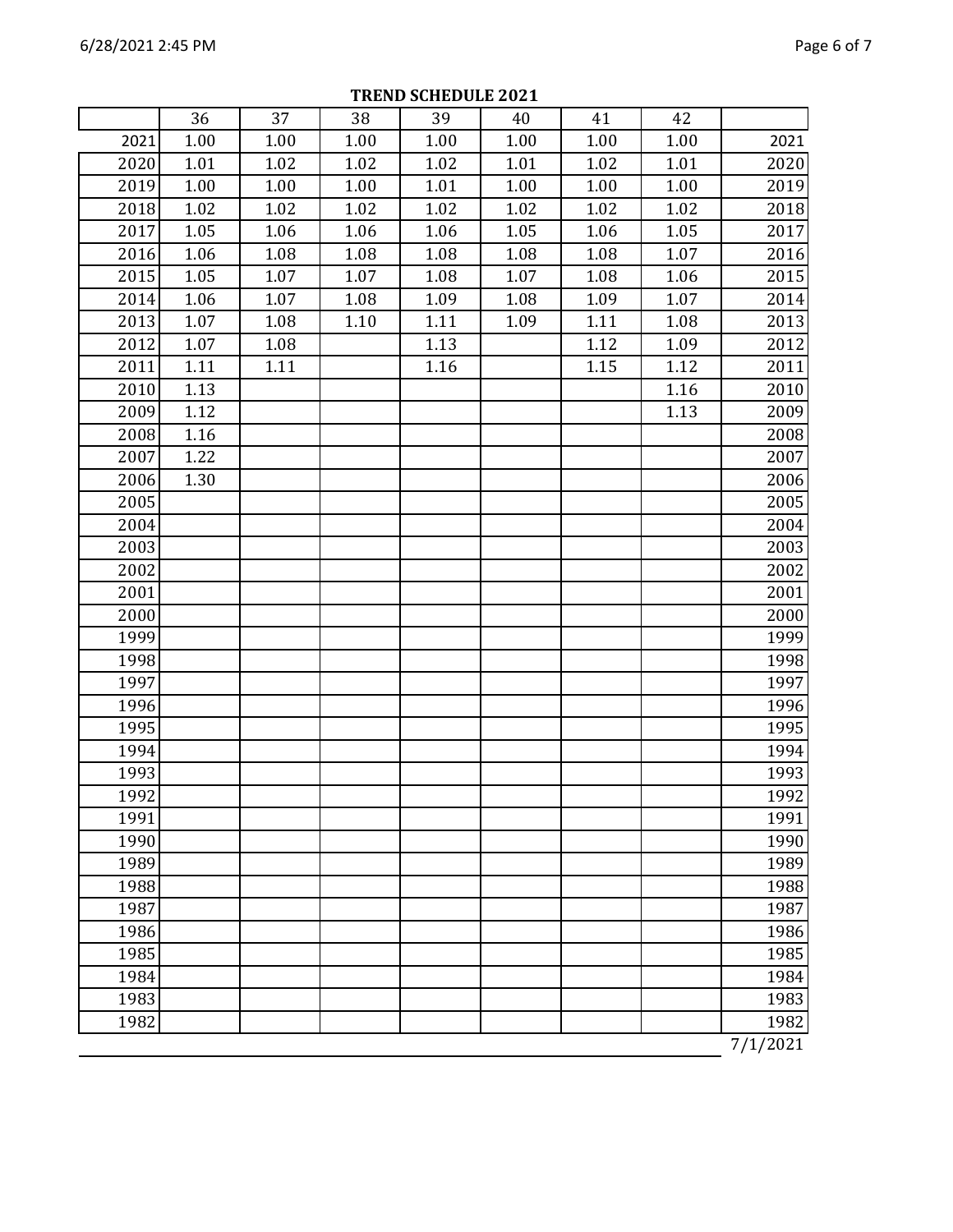**TREND SCHEDULE 2021**

| | 36 | 37 | 38 | 39 | 40 | 41 | 42 | |
|---|---|---|---|---|---|---|---|---|
| 2021 | 1.00 | 1.00 | 1.00 | 1.00 | 1.00 | 1.00 | 1.00 | 2021 |
| 2020 | 1.01 | 1.02 | 1.02 | 1.02 | 1.01 | 1.02 | 1.01 | 2020 |
| 2019 | 1.00 | 1.00 | 1.00 | 1.01 | 1.00 | 1.00 | 1.00 | 2019 |
| 2018 | 1.02 | 1.02 | 1.02 | 1.02 | 1.02 | 1.02 | 1.02 | 2018 |
| 2017 | 1.05 | 1.06 | 1.06 | 1.06 | 1.05 | 1.06 | 1.05 | 2017 |
| 2016 | 1.06 | 1.08 | 1.08 | 1.08 | 1.08 | 1.08 | 1.07 | 2016 |
| 2015 | 1.05 | 1.07 | 1.07 | 1.08 | 1.07 | 1.08 | 1.06 | 2015 |
| 2014 | 1.06 | 1.07 | 1.08 | 1.09 | 1.08 | 1.09 | 1.07 | 2014 |
| 2013 | 1.07 | 1.08 | 1.10 | 1.11 | 1.09 | 1.11 | 1.08 | 2013 |
| 2012 | 1.07 | 1.08 | | 1.13 | | 1.12 | 1.09 | 2012 |
| 2011 | 1.11 | 1.11 | | 1.16 | | 1.15 | 1.12 | 2011 |
| 2010 | 1.13 | | | | | | 1.16 | 2010 |
| 2009 | 1.12 | | | | | | 1.13 | 2009 |
| 2008 | 1.16 | | | | | | | 2008 |
| 2007 | 1.22 | | | | | | | 2007 |
| 2006 | 1.30 | | | | | | | 2006 |
| 2005 | | | | | | | | 2005 |
| 2004 | | | | | | | | 2004 |
| 2003 | | | | | | | | 2003 |
| 2002 | | | | | | | | 2002 |
| 2001 | | | | | | | | 2001 |
| 2000 | | | | | | | | 2000 |
| 1999 | | | | | | | | 1999 |
| 1998 | | | | | | | | 1998 |
| 1997 | | | | | | | | 1997 |
| 1996 | | | | | | | | 1996 |
| 1995 | | | | | | | | 1995 |
| 1994 | | | | | | | | 1994 |
| 1993 | | | | | | | | 1993 |
| 1992 | | | | | | | | 1992 |
| 1991 | | | | | | | | 1991 |
| 1990 | | | | | | | | 1990 |
| 1989 | | | | | | | | 1989 |
| 1988 | | | | | | | | 1988 |
| 1987 | | | | | | | | 1987 |
| 1986 | | | | | | | | 1986 |
| 1985 | | | | | | | | 1985 |
| 1984 | | | | | | | | 1984 |
| 1983 | | | | | | | | 1983 |
| 1982 | | | | | | | | 1982 |

7/1/2021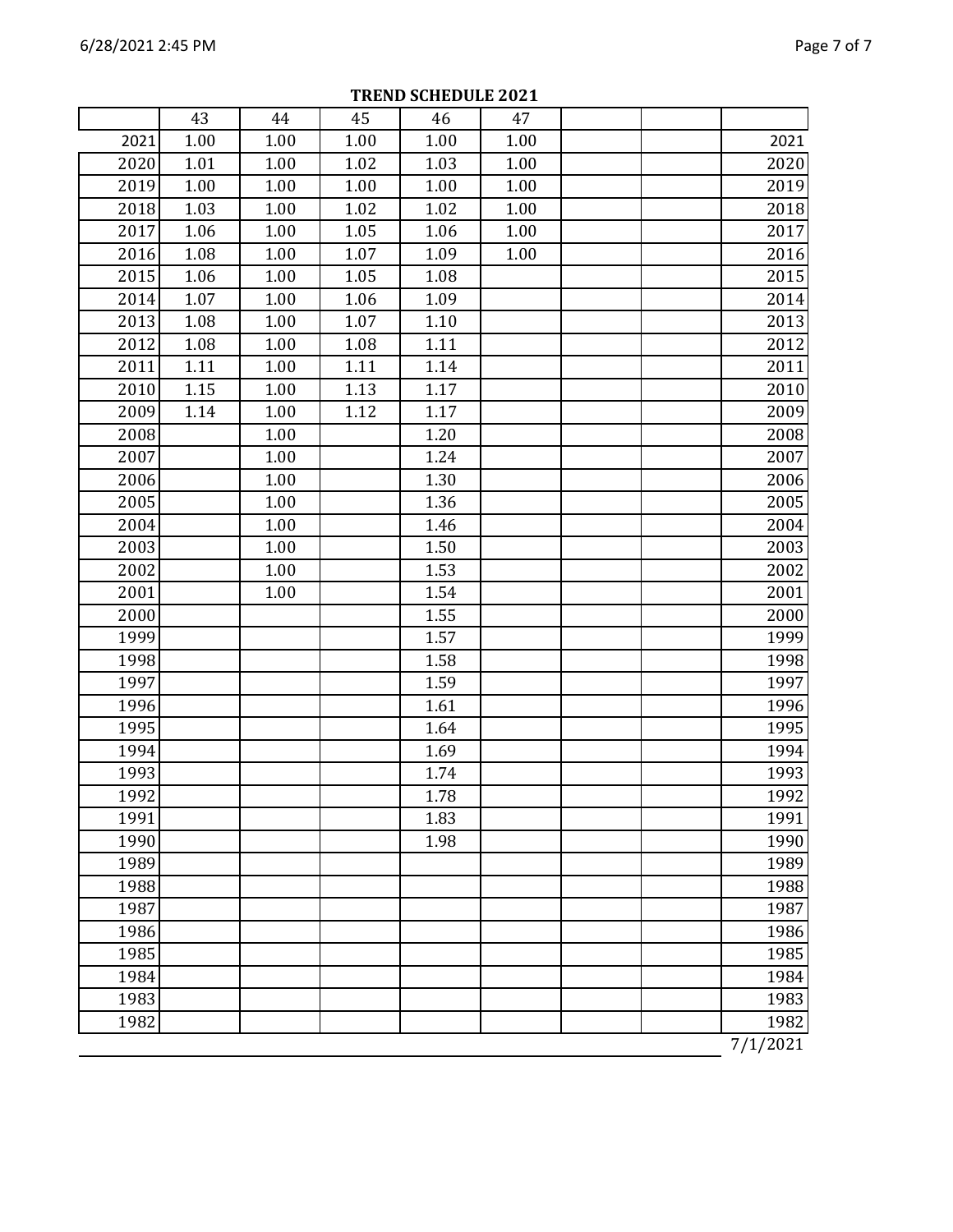**TREND SCHEDULE 2021**

| | 43 | 44 | 45 | 46 | 47 | | | |
|---|---|---|---|---|---|---|---|---|
| 2021 | 1.00 | 1.00 | 1.00 | 1.00 | 1.00 | | | 2021 |
| 2020 | 1.01 | 1.00 | 1.02 | 1.03 | 1.00 | | | 2020 |
| 2019 | 1.00 | 1.00 | 1.00 | 1.00 | 1.00 | | | 2019 |
| 2018 | 1.03 | 1.00 | 1.02 | 1.02 | 1.00 | | | 2018 |
| 2017 | 1.06 | 1.00 | 1.05 | 1.06 | 1.00 | | | 2017 |
| 2016 | 1.08 | 1.00 | 1.07 | 1.09 | 1.00 | | | 2016 |
| 2015 | 1.06 | 1.00 | 1.05 | 1.08 | | | | 2015 |
| 2014 | 1.07 | 1.00 | 1.06 | 1.09 | | | | 2014 |
| 2013 | 1.08 | 1.00 | 1.07 | 1.10 | | | | 2013 |
| 2012 | 1.08 | 1.00 | 1.08 | 1.11 | | | | 2012 |
| 2011 | 1.11 | 1.00 | 1.11 | 1.14 | | | | 2011 |
| 2010 | 1.15 | 1.00 | 1.13 | 1.17 | | | | 2010 |
| 2009 | 1.14 | 1.00 | 1.12 | 1.17 | | | | 2009 |
| 2008 | | 1.00 | | 1.20 | | | | 2008 |
| 2007 | | 1.00 | | 1.24 | | | | 2007 |
| 2006 | | 1.00 | | 1.30 | | | | 2006 |
| 2005 | | 1.00 | | 1.36 | | | | 2005 |
| 2004 | | 1.00 | | 1.46 | | | | 2004 |
| 2003 | | 1.00 | | 1.50 | | | | 2003 |
| 2002 | | 1.00 | | 1.53 | | | | 2002 |
| 2001 | | 1.00 | | 1.54 | | | | 2001 |
| 2000 | | | | 1.55 | | | | 2000 |
| 1999 | | | | 1.57 | | | | 1999 |
| 1998 | | | | 1.58 | | | | 1998 |
| 1997 | | | | 1.59 | | | | 1997 |
| 1996 | | | | 1.61 | | | | 1996 |
| 1995 | | | | 1.64 | | | | 1995 |
| 1994 | | | | 1.69 | | | | 1994 |
| 1993 | | | | 1.74 | | | | 1993 |
| 1992 | | | | 1.78 | | | | 1992 |
| 1991 | | | | 1.83 | | | | 1991 |
| 1990 | | | | 1.98 | | | | 1990 |
| 1989 | | | | | | | | 1989 |
| 1988 | | | | | | | | 1988 |
| 1987 | | | | | | | | 1987 |
| 1986 | | | | | | | | 1986 |
| 1985 | | | | | | | | 1985 |
| 1984 | | | | | | | | 1984 |
| 1983 | | | | | | | | 1983 |
| 1982 | | | | | | | | 1982 |

7/1/2021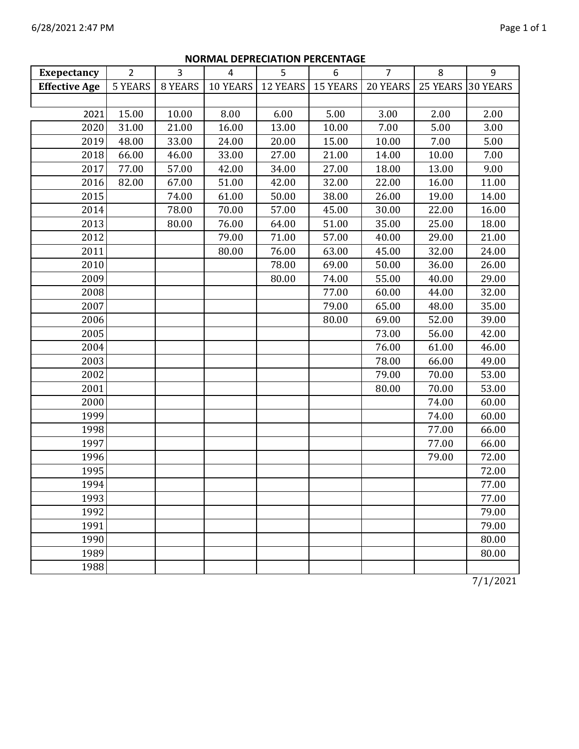## NORMAL DEPRECIATION PERCENTAGE

| Exepectancy | 2 | 3 | 4 | 5 | 6 | 7 | 8 | 9 |
|---|---|---|---|---|---|---|---|---|
| Effective Age | 5 YEARS | 8 YEARS | 10 YEARS | 12 YEARS | 15 YEARS | 20 YEARS | 25 YEARS | 30 YEARS |
| | | | | | | | | |
| 2021 | 15.00 | 10.00 | 8.00 | 6.00 | 5.00 | 3.00 | 2.00 | 2.00 |
| 2020 | 31.00 | 21.00 | 16.00 | 13.00 | 10.00 | 7.00 | 5.00 | 3.00 |
| 2019 | 48.00 | 33.00 | 24.00 | 20.00 | 15.00 | 10.00 | 7.00 | 5.00 |
| 2018 | 66.00 | 46.00 | 33.00 | 27.00 | 21.00 | 14.00 | 10.00 | 7.00 |
| 2017 | 77.00 | 57.00 | 42.00 | 34.00 | 27.00 | 18.00 | 13.00 | 9.00 |
| 2016 | 82.00 | 67.00 | 51.00 | 42.00 | 32.00 | 22.00 | 16.00 | 11.00 |
| 2015 | | 74.00 | 61.00 | 50.00 | 38.00 | 26.00 | 19.00 | 14.00 |
| 2014 | | 78.00 | 70.00 | 57.00 | 45.00 | 30.00 | 22.00 | 16.00 |
| 2013 | | 80.00 | 76.00 | 64.00 | 51.00 | 35.00 | 25.00 | 18.00 |
| 2012 | | | 79.00 | 71.00 | 57.00 | 40.00 | 29.00 | 21.00 |
| 2011 | | | 80.00 | 76.00 | 63.00 | 45.00 | 32.00 | 24.00 |
| 2010 | | | | 78.00 | 69.00 | 50.00 | 36.00 | 26.00 |
| 2009 | | | | 80.00 | 74.00 | 55.00 | 40.00 | 29.00 |
| 2008 | | | | | 77.00 | 60.00 | 44.00 | 32.00 |
| 2007 | | | | | 79.00 | 65.00 | 48.00 | 35.00 |
| 2006 | | | | | 80.00 | 69.00 | 52.00 | 39.00 |
| 2005 | | | | | | 73.00 | 56.00 | 42.00 |
| 2004 | | | | | | 76.00 | 61.00 | 46.00 |
| 2003 | | | | | | 78.00 | 66.00 | 49.00 |
| 2002 | | | | | | 79.00 | 70.00 | 53.00 |
| 2001 | | | | | | 80.00 | 70.00 | 53.00 |
| 2000 | | | | | | | 74.00 | 60.00 |
| 1999 | | | | | | | 74.00 | 60.00 |
| 1998 | | | | | | | 77.00 | 66.00 |
| 1997 | | | | | | | 77.00 | 66.00 |
| 1996 | | | | | | | 79.00 | 72.00 |
| 1995 | | | | | | | | 72.00 |
| 1994 | | | | | | | | 77.00 |
| 1993 | | | | | | | | 77.00 |
| 1992 | | | | | | | | 79.00 |
| 1991 | | | | | | | | 79.00 |
| 1990 | | | | | | | | 80.00 |
| 1989 | | | | | | | | 80.00 |
| 1988 | | | | | | | | |

7/1/2021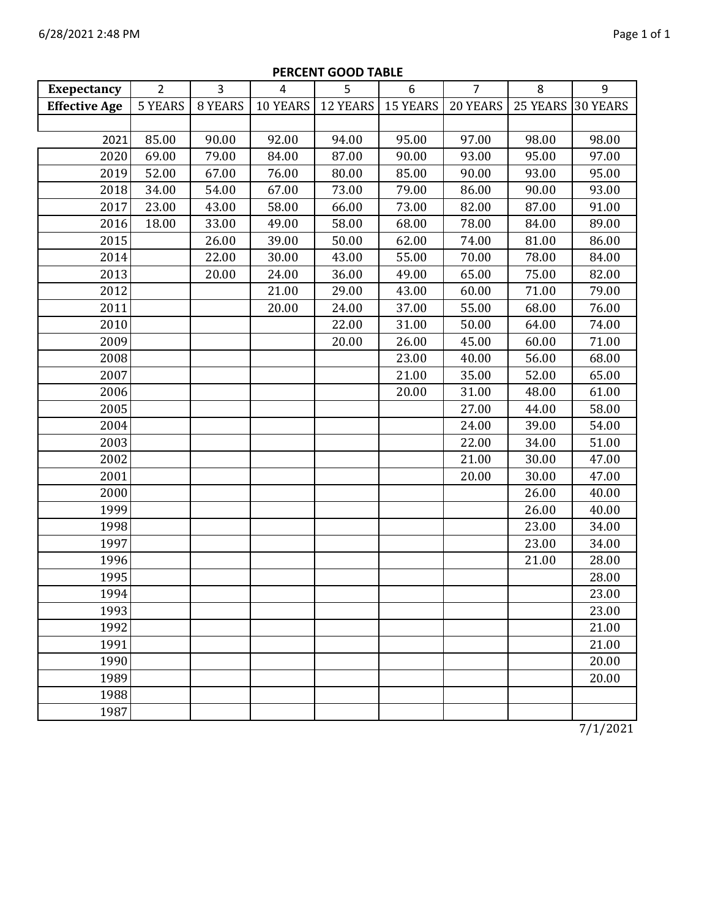## PERCENT GOOD TABLE

| Exepectancy | 2 | 3 | 4 | 5 | 6 | 7 | 8 | 9 |
|---|---|---|---|---|---|---|---|---|
| Effective Age | 5 YEARS | 8 YEARS | 10 YEARS | 12 YEARS | 15 YEARS | 20 YEARS | 25 YEARS | 30 YEARS |
| | | | | | | | | |
| 2021 | 85.00 | 90.00 | 92.00 | 94.00 | 95.00 | 97.00 | 98.00 | 98.00 |
| 2020 | 69.00 | 79.00 | 84.00 | 87.00 | 90.00 | 93.00 | 95.00 | 97.00 |
| 2019 | 52.00 | 67.00 | 76.00 | 80.00 | 85.00 | 90.00 | 93.00 | 95.00 |
| 2018 | 34.00 | 54.00 | 67.00 | 73.00 | 79.00 | 86.00 | 90.00 | 93.00 |
| 2017 | 23.00 | 43.00 | 58.00 | 66.00 | 73.00 | 82.00 | 87.00 | 91.00 |
| 2016 | 18.00 | 33.00 | 49.00 | 58.00 | 68.00 | 78.00 | 84.00 | 89.00 |
| 2015 | | 26.00 | 39.00 | 50.00 | 62.00 | 74.00 | 81.00 | 86.00 |
| 2014 | | 22.00 | 30.00 | 43.00 | 55.00 | 70.00 | 78.00 | 84.00 |
| 2013 | | 20.00 | 24.00 | 36.00 | 49.00 | 65.00 | 75.00 | 82.00 |
| 2012 | | | 21.00 | 29.00 | 43.00 | 60.00 | 71.00 | 79.00 |
| 2011 | | | 20.00 | 24.00 | 37.00 | 55.00 | 68.00 | 76.00 |
| 2010 | | | | 22.00 | 31.00 | 50.00 | 64.00 | 74.00 |
| 2009 | | | | 20.00 | 26.00 | 45.00 | 60.00 | 71.00 |
| 2008 | | | | | 23.00 | 40.00 | 56.00 | 68.00 |
| 2007 | | | | | 21.00 | 35.00 | 52.00 | 65.00 |
| 2006 | | | | | 20.00 | 31.00 | 48.00 | 61.00 |
| 2005 | | | | | | 27.00 | 44.00 | 58.00 |
| 2004 | | | | | | 24.00 | 39.00 | 54.00 |
| 2003 | | | | | | 22.00 | 34.00 | 51.00 |
| 2002 | | | | | | 21.00 | 30.00 | 47.00 |
| 2001 | | | | | | 20.00 | 30.00 | 47.00 |
| 2000 | | | | | | | 26.00 | 40.00 |
| 1999 | | | | | | | 26.00 | 40.00 |
| 1998 | | | | | | | 23.00 | 34.00 |
| 1997 | | | | | | | 23.00 | 34.00 |
| 1996 | | | | | | | 21.00 | 28.00 |
| 1995 | | | | | | | | 28.00 |
| 1994 | | | | | | | | 23.00 |
| 1993 | | | | | | | | 23.00 |
| 1992 | | | | | | | | 21.00 |
| 1991 | | | | | | | | 21.00 |
| 1990 | | | | | | | | 20.00 |
| 1989 | | | | | | | | 20.00 |
| 1988 | | | | | | | | |
| 1987 | | | | | | | | |

7/1/2021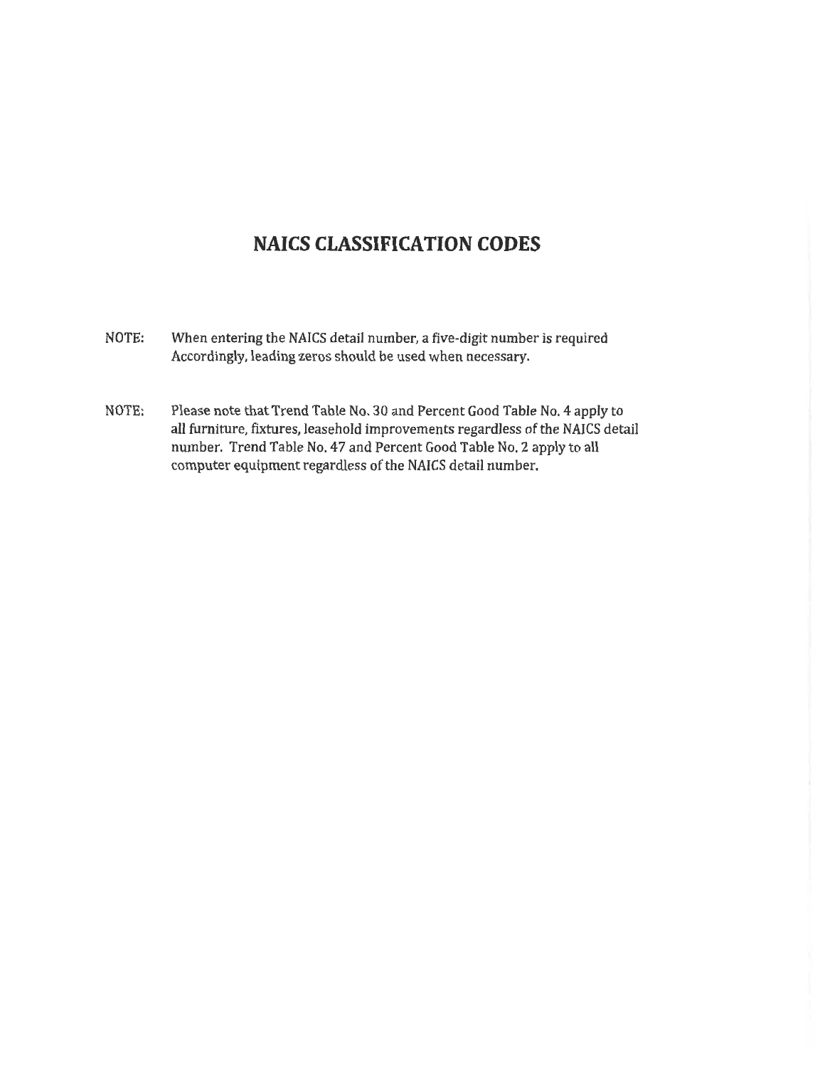# NAICS CLASSIFICATION CODES

NOTE: When entering the NAICS detail number, a five-digit number is required Accordingly, leading zeros should be used when necessary.

NOTE: Please note that Trend Table No. 30 and Percent Good Table No. 4 apply to all furniture, fixtures, leasehold improvements regardless of the NAICS detail number. Trend Table No. 47 and Percent Good Table No. 2 apply to all computer equipment regardless of the NAICS detail number.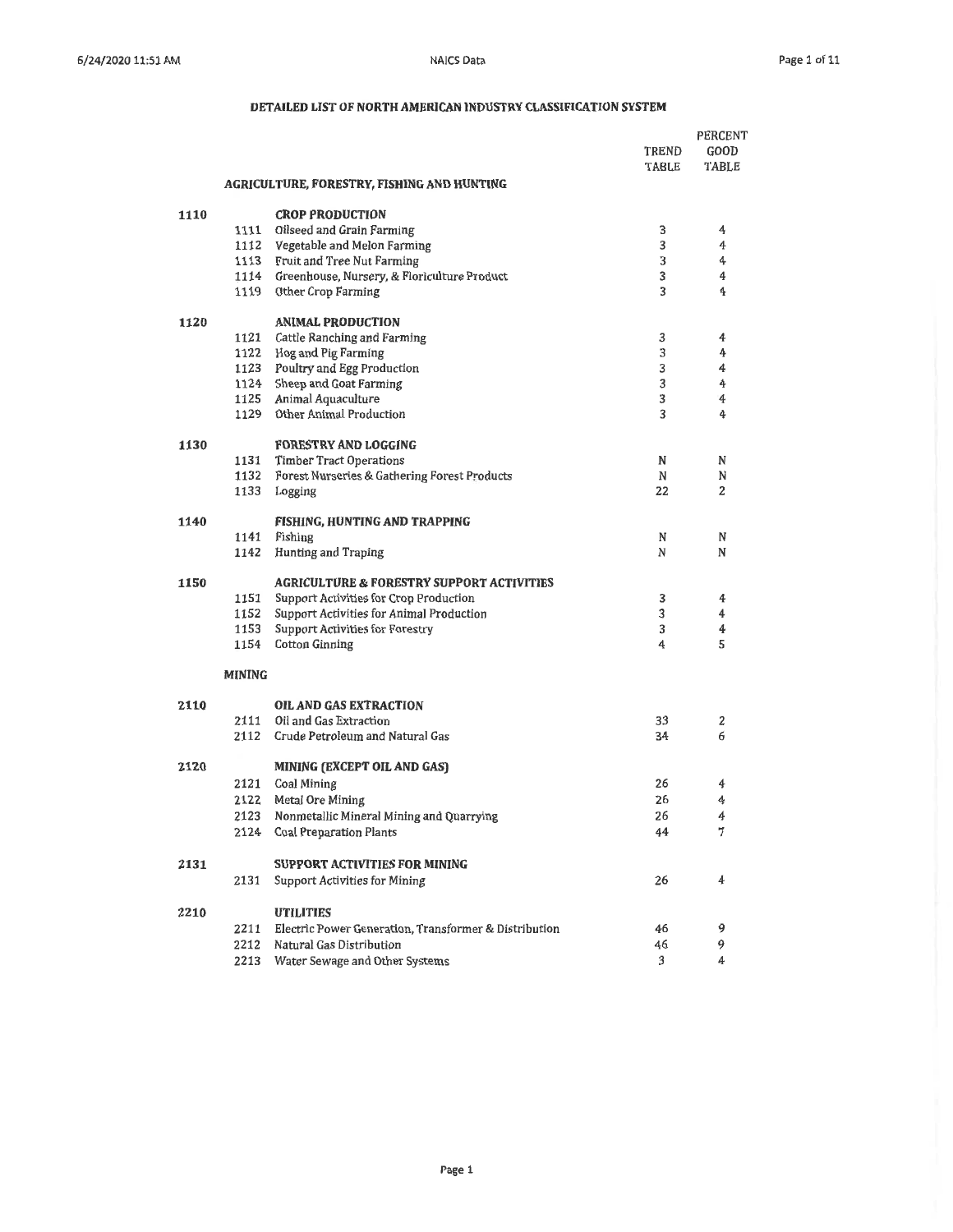## DETAILED LIST OF NORTH AMERICAN INDUSTRY CLASSIFICATION SYSTEM

| | | | TREND TABLE | PERCENT GOOD TABLE |
|---|---|---|---|---|
| | | **AGRICULTURE, FORESTRY, FISHING AND HUNTING** | | |
| **1110** | | **CROP PRODUCTION** | | |
| | 1111 | Oilseed and Grain Farming | 3 | 4 |
| | 1112 | Vegetable and Melon Farming | 3 | 4 |
| | 1113 | Fruit and Tree Nut Farming | 3 | 4 |
| | 1114 | Greenhouse, Nursery, & Floriculture Product | 3 | 4 |
| | 1119 | Other Crop Farming | 3 | 4 |
| **1120** | | **ANIMAL PRODUCTION** | | |
| | 1121 | Cattle Ranching and Farming | 3 | 4 |
| | 1122 | Hog and Pig Farming | 3 | 4 |
| | 1123 | Poultry and Egg Production | 3 | 4 |
| | 1124 | Sheep and Goat Farming | 3 | 4 |
| | 1125 | Animal Aquaculture | 3 | 4 |
| | 1129 | Other Animal Production | 3 | 4 |
| **1130** | | **FORESTRY AND LOGGING** | | |
| | 1131 | Timber Tract Operations | N | N |
| | 1132 | Forest Nurseries & Gathering Forest Products | N | N |
| | 1133 | Logging | 22 | 2 |
| **1140** | | **FISHING, HUNTING AND TRAPPING** | | |
| | 1141 | Fishing | N | N |
| | 1142 | Hunting and Traping | N | N |
| **1150** | | **AGRICULTURE & FORESTRY SUPPORT ACTIVITIES** | | |
| | 1151 | Support Activities for Crop Production | 3 | 4 |
| | 1152 | Support Activities for Animal Production | 3 | 4 |
| | 1153 | Support Activities for Forestry | 3 | 4 |
| | 1154 | Cotton Ginning | 4 | 5 |
| | **MINING** | | | |
| **2110** | | **OIL AND GAS EXTRACTION** | | |
| | 2111 | Oil and Gas Extraction | 33 | 2 |
| | 2112 | Crude Petroleum and Natural Gas | 34 | 6 |
| **2120** | | **MINING (EXCEPT OIL AND GAS)** | | |
| | 2121 | Coal Mining | 26 | 4 |
| | 2122 | Metal Ore Mining | 26 | 4 |
| | 2123 | Nonmetallic Mineral Mining and Quarrying | 26 | 4 |
| | 2124 | Coal Preparation Plants | 44 | 7 |
| **2131** | | **SUPPORT ACTIVITIES FOR MINING** | | |
| | 2131 | Support Activities for Mining | 26 | 4 |
| **2210** | | **UTILITIES** | | |
| | 2211 | Electric Power Generation, Transformer & Distribution | 46 | 9 |
| | 2212 | Natural Gas Distribution | 46 | 9 |
| | 2213 | Water Sewage and Other Systems | 3 | 4 |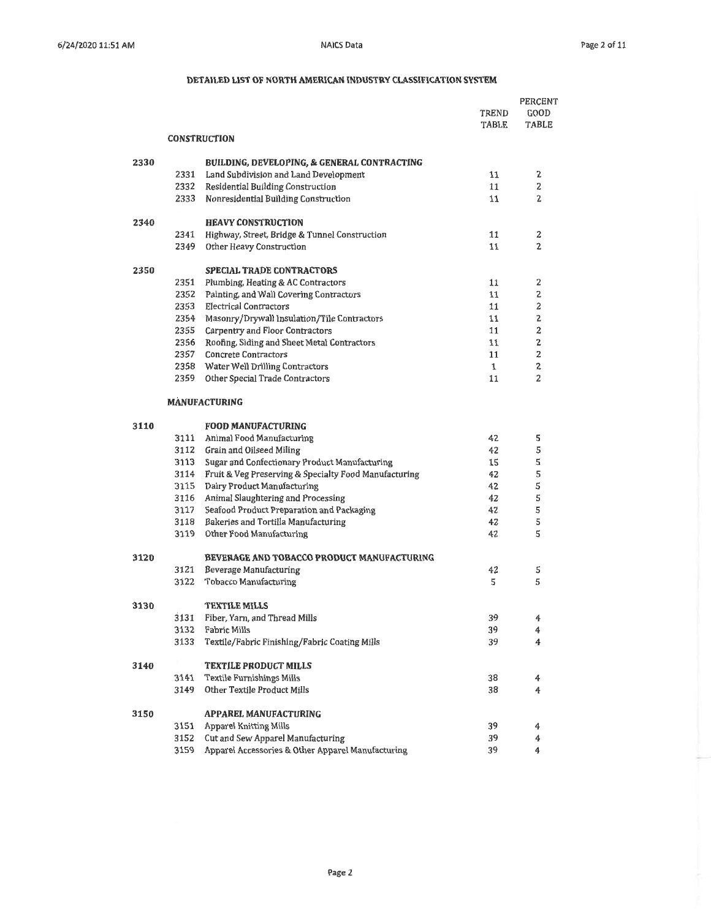## DETAILED LIST OF NORTH AMERICAN INDUSTRY CLASSIFICATION SYSTEM

| | | | TREND TABLE | PERCENT GOOD TABLE |
|---|---|---|---|---|
| | | **CONSTRUCTION** | | |
| **2330** | | **BUILDING, DEVELOPING, & GENERAL CONTRACTING** | | |
| | 2331 | Land Subdivision and Land Development | 11 | 2 |
| | 2332 | Residential Building Construction | 11 | 2 |
| | 2333 | Nonresidential Building Construction | 11 | 2 |
| **2340** | | **HEAVY CONSTRUCTION** | | |
| | 2341 | Highway, Street, Bridge & Tunnel Construction | 11 | 2 |
| | 2349 | Other Heavy Construction | 11 | 2 |
| **2350** | | **SPECIAL TRADE CONTRACTORS** | | |
| | 2351 | Plumbing, Heating & AC Contractors | 11 | 2 |
| | 2352 | Painting, and Wall Covering Contractors | 11 | 2 |
| | 2353 | Electrical Contractors | 11 | 2 |
| | 2354 | Masonry/Drywall Insulation/Tile Contractors | 11 | 2 |
| | 2355 | Carpentry and Floor Contractors | 11 | 2 |
| | 2356 | Roofing, Siding and Sheet Metal Contractors | 11 | 2 |
| | 2357 | Concrete Contractors | 11 | 2 |
| | 2358 | Water Well Drilling Contractors | 1 | 2 |
| | 2359 | Other Special Trade Contractors | 11 | 2 |
| | | **MANUFACTURING** | | |
| **3110** | | **FOOD MANUFACTURING** | | |
| | 3111 | Animal Food Manufacturing | 42 | 5 |
| | 3112 | Grain and Oilseed Miling | 42 | 5 |
| | 3113 | Sugar and Confectionary Product Manufacturing | 15 | 5 |
| | 3114 | Fruit & Veg Preserving & Specialty Food Manufacturing | 42 | 5 |
| | 3115 | Dairy Product Manufacturing | 42 | 5 |
| | 3116 | Animal Slaughtering and Processing | 42 | 5 |
| | 3117 | Seafood Product Preparation and Packaging | 42 | 5 |
| | 3118 | Bakeries and Tortilla Manufacturing | 42 | 5 |
| | 3119 | Other Food Manufacturing | 42 | 5 |
| **3120** | | **BEVERAGE AND TOBACCO PRODUCT MANUFACTURING** | | |
| | 3121 | Beverage Manufacturing | 42 | 5 |
| | 3122 | Tobacco Manufacturing | 5 | 5 |
| **3130** | | **TEXTILE MILLS** | | |
| | 3131 | Fiber, Yarn, and Thread Mills | 39 | 4 |
| | 3132 | Fabric Mills | 39 | 4 |
| | 3133 | Textile/Fabric Finishing/Fabric Coating Mills | 39 | 4 |
| **3140** | | **TEXTILE PRODUCT MILLS** | | |
| | 3141 | Textile Furnishings Mills | 38 | 4 |
| | 3149 | Other Textile Product Mills | 38 | 4 |
| **3150** | | **APPAREL MANUFACTURING** | | |
| | 3151 | Apparel Knitting Mills | 39 | 4 |
| | 3152 | Cut and Sew Apparel Manufacturing | 39 | 4 |
| | 3159 | Apparel Accessories & Other Apparel Manufacturing | 39 | 4 |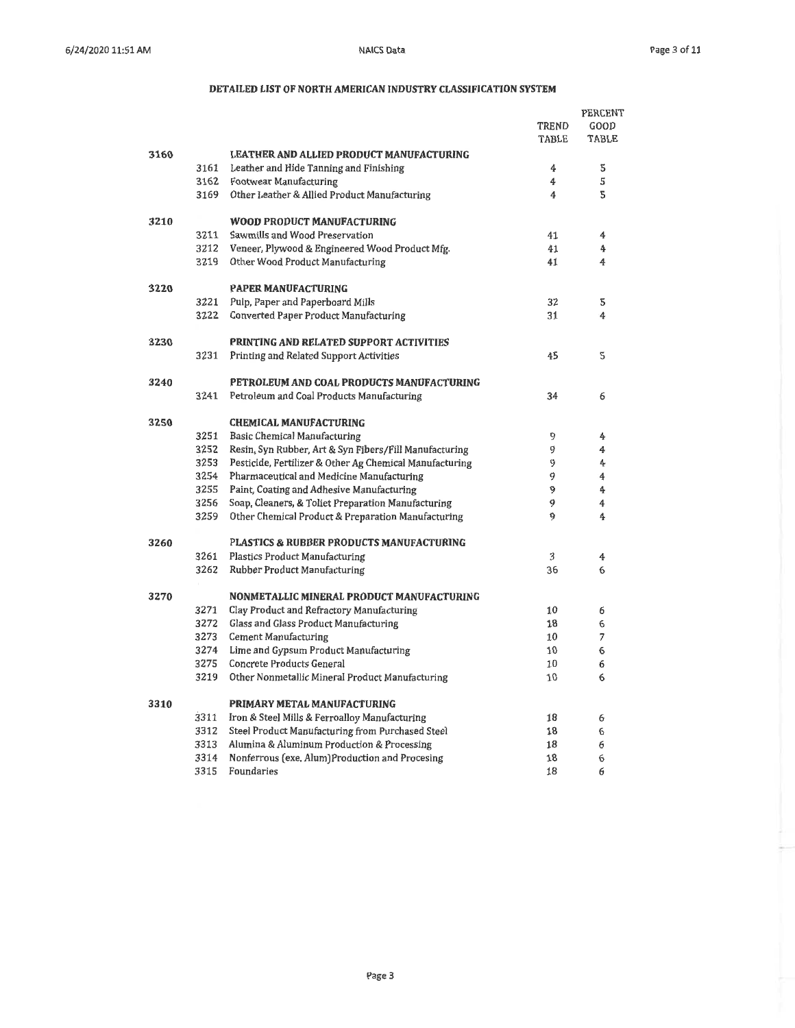## DETAILED LIST OF NORTH AMERICAN INDUSTRY CLASSIFICATION SYSTEM

| | | | TREND TABLE | PERCENT GOOD TABLE |
|---|---|---|---|---|
| 3160 | | **LEATHER AND ALLIED PRODUCT MANUFACTURING** | | |
| | 3161 | Leather and Hide Tanning and Finishing | 4 | 5 |
| | 3162 | Footwear Manufacturing | 4 | 5 |
| | 3169 | Other Leather & Allied Product Manufacturing | 4 | 5 |
| 3210 | | **WOOD PRODUCT MANUFACTURING** | | |
| | 3211 | Sawmills and Wood Preservation | 41 | 4 |
| | 3212 | Veneer, Plywood & Engineered Wood Product Mfg. | 41 | 4 |
| | 3219 | Other Wood Product Manufacturing | 41 | 4 |
| 3220 | | **PAPER MANUFACTURING** | | |
| | 3221 | Pulp, Paper and Paperboard Mills | 32 | 5 |
| | 3222 | Converted Paper Product Manufacturing | 31 | 4 |
| 3230 | | **PRINTING AND RELATED SUPPORT ACTIVITIES** | | |
| | 3231 | Printing and Related Support Activities | 45 | 5 |
| 3240 | | **PETROLEUM AND COAL PRODUCTS MANUFACTURING** | | |
| | 3241 | Petroleum and Coal Products Manufacturing | 34 | 6 |
| 3250 | | **CHEMICAL MANUFACTURING** | | |
| | 3251 | Basic Chemical Manufacturing | 9 | 4 |
| | 3252 | Resin, Syn Rubber, Art & Syn Fibers/Fill Manufacturing | 9 | 4 |
| | 3253 | Pesticide, Fertilizer & Other Ag Chemical Manufacturing | 9 | 4 |
| | 3254 | Pharmaceutical and Medicine Manufacturing | 9 | 4 |
| | 3255 | Paint, Coating and Adhesive Manufacturing | 9 | 4 |
| | 3256 | Soap, Cleaners, & Toilet Preparation Manufacturing | 9 | 4 |
| | 3259 | Other Chemical Product & Preparation Manufacturing | 9 | 4 |
| 3260 | | **PLASTICS & RUBBER PRODUCTS MANUFACTURING** | | |
| | 3261 | Plastics Product Manufacturing | 3 | 4 |
| | 3262 | Rubber Product Manufacturing | 36 | 6 |
| 3270 | | **NONMETALLIC MINERAL PRODUCT MANUFACTURING** | | |
| | 3271 | Clay Product and Refractory Manufacturing | 10 | 6 |
| | 3272 | Glass and Glass Product Manufacturing | 18 | 6 |
| | 3273 | Cement Manufacturing | 10 | 7 |
| | 3274 | Lime and Gypsum Product Manufacturing | 10 | 6 |
| | 3275 | Concrete Products General | 10 | 6 |
| | 3219 | Other Nonmetallic Mineral Product Manufacturing | 10 | 6 |
| 3310 | | **PRIMARY METAL MANUFACTURING** | | |
| | 3311 | Iron & Steel Mills & Ferroalloy Manufacturing | 18 | 6 |
| | 3312 | Steel Product Manufacturing from Purchased Steel | 18 | 6 |
| | 3313 | Alumina & Aluminum Production & Processing | 18 | 6 |
| | 3314 | Nonferrous (exc. Alum)Production and Procesing | 18 | 6 |
| | 3315 | Foundaries | 18 | 6 |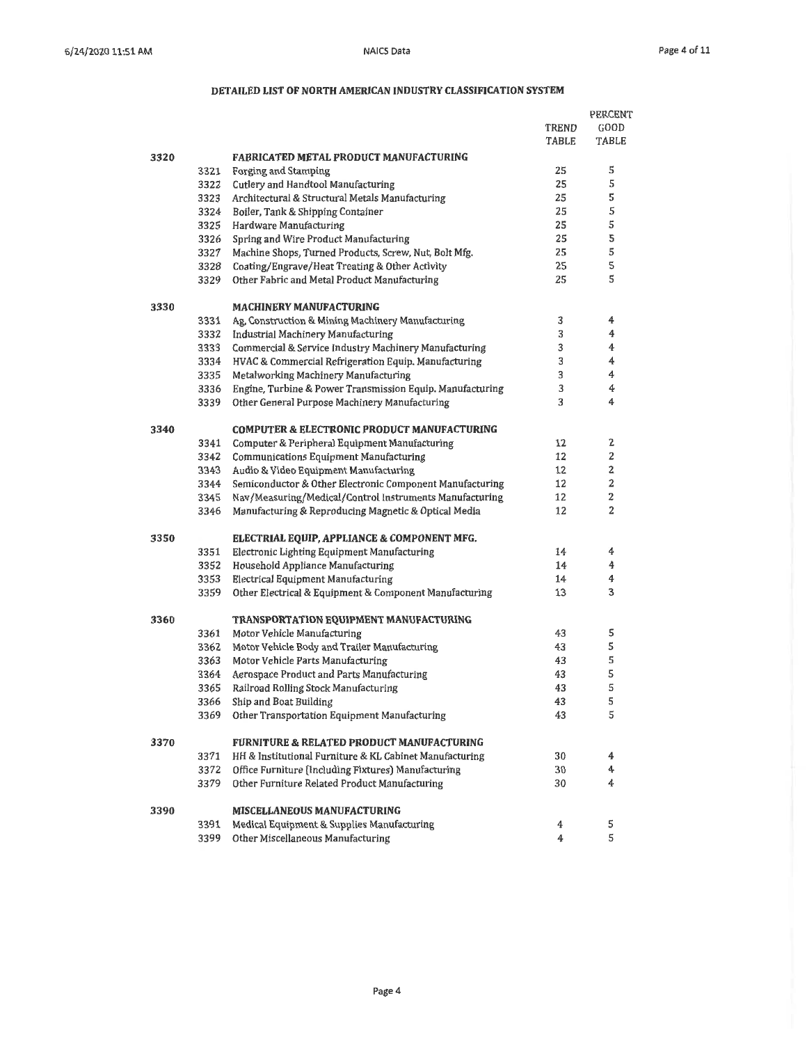## DETAILED LIST OF NORTH AMERICAN INDUSTRY CLASSIFICATION SYSTEM

| | | | TREND TABLE | PERCENT GOOD TABLE |
|---|---|---|---|---|
| 3320 | | **FABRICATED METAL PRODUCT MANUFACTURING** | | |
| | 3321 | Forging and Stamping | 25 | 5 |
| | 3322 | Cutlery and Handtool Manufacturing | 25 | 5 |
| | 3323 | Architectural & Structural Metals Manufacturing | 25 | 5 |
| | 3324 | Boiler, Tank & Shipping Container | 25 | 5 |
| | 3325 | Hardware Manufacturing | 25 | 5 |
| | 3326 | Spring and Wire Product Manufacturing | 25 | 5 |
| | 3327 | Machine Shops, Turned Products, Screw, Nut, Bolt Mfg. | 25 | 5 |
| | 3328 | Coating/Engrave/Heat Treating & Other Activity | 25 | 5 |
| | 3329 | Other Fabric and Metal Product Manufacturing | 25 | 5 |
| 3330 | | **MACHINERY MANUFACTURING** | | |
| | 3331 | Ag, Construction & Mining Machinery Manufacturing | 3 | 4 |
| | 3332 | Industrial Machinery Manufacturing | 3 | 4 |
| | 3333 | Commercial & Service Industry Machinery Manufacturing | 3 | 4 |
| | 3334 | HVAC & Commercial Refrigeration Equip. Manufacturing | 3 | 4 |
| | 3335 | Metalworking Machinery Manufacturing | 3 | 4 |
| | 3336 | Engine, Turbine & Power Transmission Equip. Manufacturing | 3 | 4 |
| | 3339 | Other General Purpose Machinery Manufacturing | 3 | 4 |
| 3340 | | **COMPUTER & ELECTRONIC PRODUCT MANUFACTURING** | | |
| | 3341 | Computer & Peripheral Equipment Manufacturing | 12 | 2 |
| | 3342 | Communications Equipment Manufacturing | 12 | 2 |
| | 3343 | Audio & Video Equipment Manufacturing | 12 | 2 |
| | 3344 | Semiconductor & Other Electronic Component Manufacturing | 12 | 2 |
| | 3345 | Nav/Measuring/Medical/Control Instruments Manufacturing | 12 | 2 |
| | 3346 | Manufacturing & Reproducing Magnetic & Optical Media | 12 | 2 |
| 3350 | | **ELECTRIAL EQUIP, APPLIANCE & COMPONENT MFG.** | | |
| | 3351 | Electronic Lighting Equipment Manufacturing | 14 | 4 |
| | 3352 | Household Appliance Manufacturing | 14 | 4 |
| | 3353 | Electrical Equipment Manufacturing | 14 | 4 |
| | 3359 | Other Electrical & Equipment & Component Manufacturing | 13 | 3 |
| 3360 | | **TRANSPORTATION EQUIPMENT MANUFACTURING** | | |
| | 3361 | Motor Vehicle Manufacturing | 43 | 5 |
| | 3362 | Motor Vehicle Body and Trailer Manufacturing | 43 | 5 |
| | 3363 | Motor Vehicle Parts Manufacturing | 43 | 5 |
| | 3364 | Aerospace Product and Parts Manufacturing | 43 | 5 |
| | 3365 | Railroad Rolling Stock Manufacturing | 43 | 5 |
| | 3366 | Ship and Boat Building | 43 | 5 |
| | 3369 | Other Transportation Equipment Manufacturing | 43 | 5 |
| 3370 | | **FURNITURE & RELATED PRODUCT MANUFACTURING** | | |
| | 3371 | HH & Institutional Furniture & KL Cabinet Manufacturing | 30 | 4 |
| | 3372 | Office Furniture (Including Fixtures) Manufacturing | 30 | 4 |
| | 3379 | Other Furniture Related Product Manufacturing | 30 | 4 |
| 3390 | | **MISCELLANEOUS MANUFACTURING** | | |
| | 3391 | Medical Equipment & Supplies Manufacturing | 4 | 5 |
| | 3399 | Other Miscellaneous Manufacturing | 4 | 5 |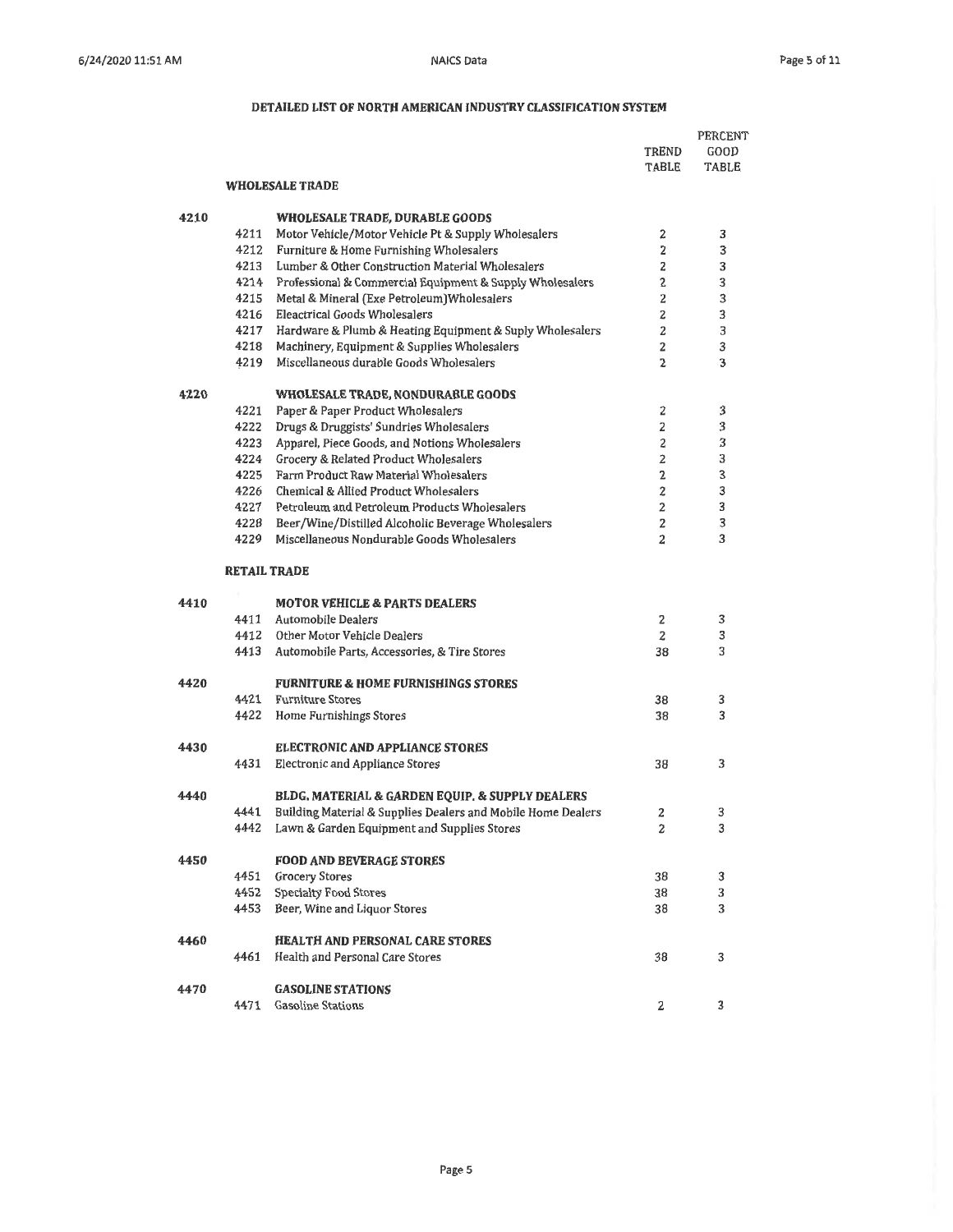## DETAILED LIST OF NORTH AMERICAN INDUSTRY CLASSIFICATION SYSTEM

| | | | TREND TABLE | PERCENT GOOD TABLE |
|---|---|---|---|---|
| | | **WHOLESALE TRADE** | | |
| 4210 | | **WHOLESALE TRADE, DURABLE GOODS** | | |
| | 4211 | Motor Vehicle/Motor Vehicle Pt & Supply Wholesalers | 2 | 3 |
| | 4212 | Furniture & Home Furnishing Wholesalers | 2 | 3 |
| | 4213 | Lumber & Other Construction Material Wholesalers | 2 | 3 |
| | 4214 | Professional & Commercial Equipment & Supply Wholesalers | 2 | 3 |
| | 4215 | Metal & Mineral (Exe Petroleum)Wholesalers | 2 | 3 |
| | 4216 | Eleactrical Goods Wholesalers | 2 | 3 |
| | 4217 | Hardware & Plumb & Heating Equipment & Suply Wholesalers | 2 | 3 |
| | 4218 | Machinery, Equipment & Supplies Wholesalers | 2 | 3 |
| | 4219 | Miscellaneous durable Goods Wholesalers | 2 | 3 |
| 4220 | | **WHOLESALE TRADE, NONDURABLE GOODS** | | |
| | 4221 | Paper & Paper Product Wholesalers | 2 | 3 |
| | 4222 | Drugs & Druggists' Sundries Wholesalers | 2 | 3 |
| | 4223 | Apparel, Piece Goods, and Notions Wholesalers | 2 | 3 |
| | 4224 | Grocery & Related Product Wholesalers | 2 | 3 |
| | 4225 | Farm Product Raw Material Wholesalers | 2 | 3 |
| | 4226 | Chemical & Allied Product Wholesalers | 2 | 3 |
| | 4227 | Petroleum and Petroleum Products Wholesalers | 2 | 3 |
| | 4228 | Beer/Wine/Distilled Alcoholic Beverage Wholesalers | 2 | 3 |
| | 4229 | Miscellaneous Nondurable Goods Wholesalers | 2 | 3 |
| | | **RETAIL TRADE** | | |
| 4410 | | **MOTOR VEHICLE & PARTS DEALERS** | | |
| | 4411 | Automobile Dealers | 2 | 3 |
| | 4412 | Other Motor Vehicle Dealers | 2 | 3 |
| | 4413 | Automobile Parts, Accessories, & Tire Stores | 38 | 3 |
| 4420 | | **FURNITURE & HOME FURNISHINGS STORES** | | |
| | 4421 | Furniture Stores | 38 | 3 |
| | 4422 | Home Furnishings Stores | 38 | 3 |
| 4430 | | **ELECTRONIC AND APPLIANCE STORES** | | |
| | 4431 | Electronic and Appliance Stores | 38 | 3 |
| 4440 | | **BLDG. MATERIAL & GARDEN EQUIP. & SUPPLY DEALERS** | | |
| | 4441 | Building Material & Supplies Dealers and Mobile Home Dealers | 2 | 3 |
| | 4442 | Lawn & Garden Equipment and Supplies Stores | 2 | 3 |
| 4450 | | **FOOD AND BEVERAGE STORES** | | |
| | 4451 | Grocery Stores | 38 | 3 |
| | 4452 | Specialty Food Stores | 38 | 3 |
| | 4453 | Beer, Wine and Liquor Stores | 38 | 3 |
| 4460 | | **HEALTH AND PERSONAL CARE STORES** | | |
| | 4461 | Health and Personal Care Stores | 38 | 3 |
| 4470 | | **GASOLINE STATIONS** | | |
| | 4471 | Gasoline Stations | 2 | 3 |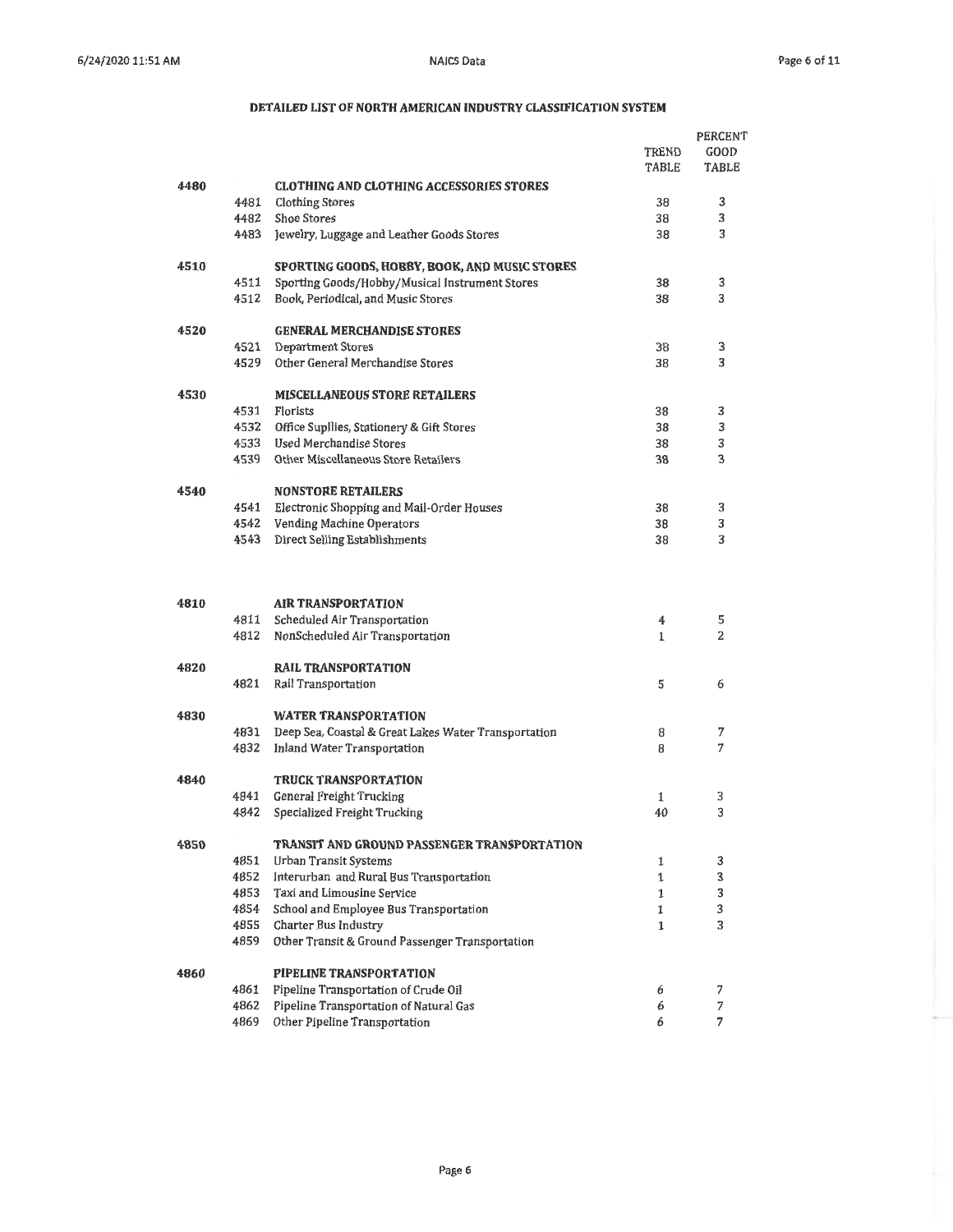## DETAILED LIST OF NORTH AMERICAN INDUSTRY CLASSIFICATION SYSTEM

| | | | TREND TABLE | PERCENT GOOD TABLE |
|---|---|---|---|---|
| 4480 | | **CLOTHING AND CLOTHING ACCESSORIES STORES** | | |
| | 4481 | Clothing Stores | 38 | 3 |
| | 4482 | Shoe Stores | 38 | 3 |
| | 4483 | Jewelry, Luggage and Leather Goods Stores | 38 | 3 |
| 4510 | | **SPORTING GOODS, HOBBY, BOOK, AND MUSIC STORES** | | |
| | 4511 | Sporting Goods/Hobby/Musical Instrument Stores | 38 | 3 |
| | 4512 | Book, Periodical, and Music Stores | 38 | 3 |
| 4520 | | **GENERAL MERCHANDISE STORES** | | |
| | 4521 | Department Stores | 38 | 3 |
| | 4529 | Other General Merchandise Stores | 38 | 3 |
| 4530 | | **MISCELLANEOUS STORE RETAILERS** | | |
| | 4531 | Florists | 38 | 3 |
| | 4532 | Office Supllies, Stationery & Gift Stores | 38 | 3 |
| | 4533 | Used Merchandise Stores | 38 | 3 |
| | 4539 | Other Miscellaneous Store Retailers | 38 | 3 |
| 4540 | | **NONSTORE RETAILERS** | | |
| | 4541 | Electronic Shopping and Mail-Order Houses | 38 | 3 |
| | 4542 | Vending Machine Operators | 38 | 3 |
| | 4543 | Direct Selling Establishments | 38 | 3 |
| 4810 | | **AIR TRANSPORTATION** | | |
| | 4811 | Scheduled Air Transportation | 4 | 5 |
| | 4812 | NonScheduled Air Transportation | 1 | 2 |
| 4820 | | **RAIL TRANSPORTATION** | | |
| | 4821 | Rail Transportation | 5 | 6 |
| 4830 | | **WATER TRANSPORTATION** | | |
| | 4831 | Deep Sea, Coastal & Great Lakes Water Transportation | 8 | 7 |
| | 4832 | Inland Water Transportation | 8 | 7 |
| 4840 | | **TRUCK TRANSPORTATION** | | |
| | 4841 | General Freight Trucking | 1 | 3 |
| | 4842 | Specialized Freight Trucking | 40 | 3 |
| 4850 | | **TRANSIT AND GROUND PASSENGER TRANSPORTATION** | | |
| | 4851 | Urban Transit Systems | 1 | 3 |
| | 4852 | Interurban and Rural Bus Transportation | 1 | 3 |
| | 4853 | Taxi and Limousine Service | 1 | 3 |
| | 4854 | School and Employee Bus Transportation | 1 | 3 |
| | 4855 | Charter Bus Industry | 1 | 3 |
| | 4859 | Other Transit & Ground Passenger Transportation | | |
| 4860 | | **PIPELINE TRANSPORTATION** | | |
| | 4861 | Pipeline Transportation of Crude Oil | 6 | 7 |
| | 4862 | Pipeline Transportation of Natural Gas | 6 | 7 |
| | 4869 | Other Pipeline Transportation | 6 | 7 |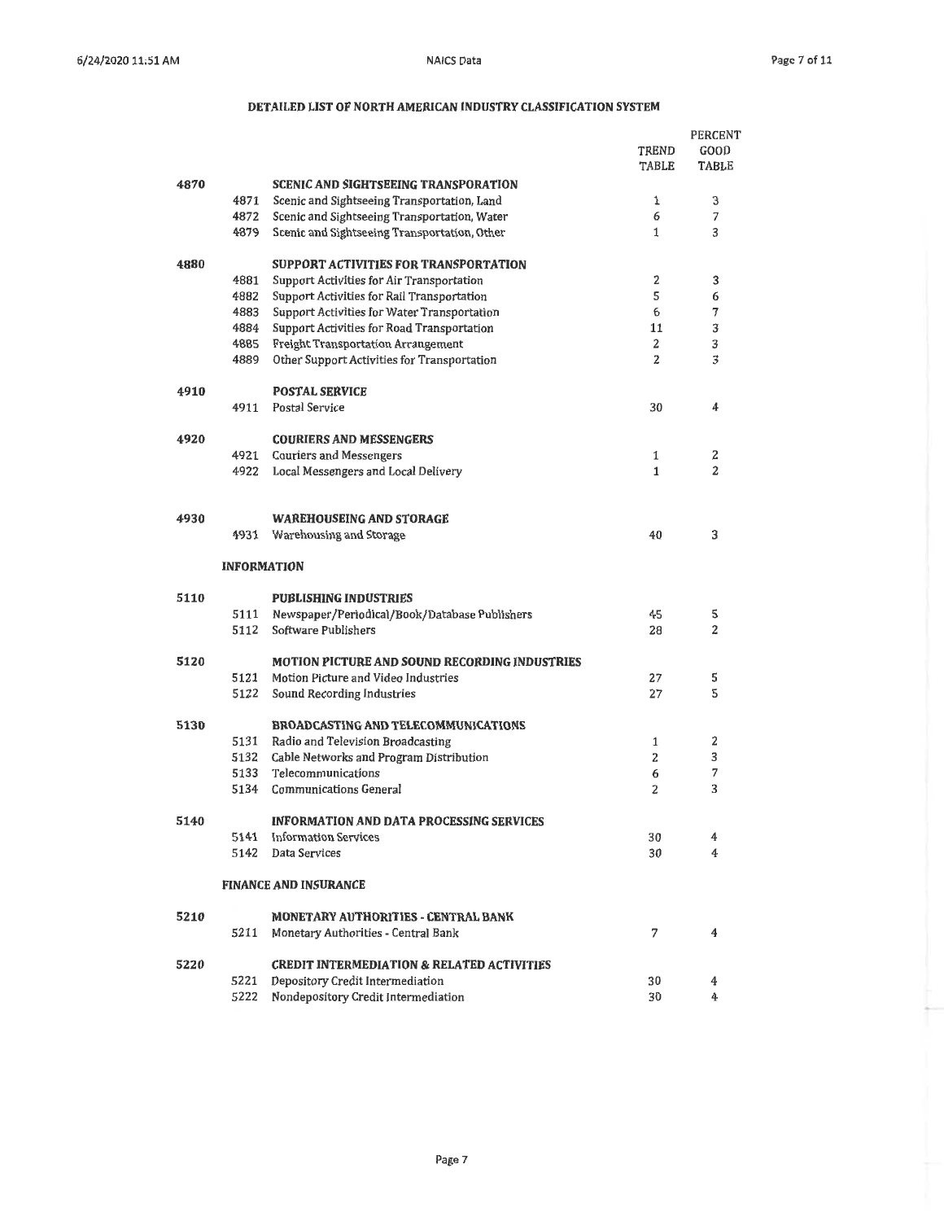## DETAILED LIST OF NORTH AMERICAN INDUSTRY CLASSIFICATION SYSTEM

| | | | TREND TABLE | PERCENT GOOD TABLE |
|---|---|---|---|---|
| 4870 | | **SCENIC AND SIGHTSEEING TRANSPORATION** | | |
| | 4871 | Scenic and Sightseeing Transportation, Land | 1 | 3 |
| | 4872 | Scenic and Sightseeing Transportation, Water | 6 | 7 |
| | 4879 | Scenic and Sightseeing Transportation, Other | 1 | 3 |
| 4880 | | **SUPPORT ACTIVITIES FOR TRANSPORTATION** | | |
| | 4881 | Support Activities for Air Transportation | 2 | 3 |
| | 4882 | Support Activities for Rail Transportation | 5 | 6 |
| | 4883 | Support Activities for Water Transportation | 6 | 7 |
| | 4884 | Support Activities for Road Transportation | 11 | 3 |
| | 4885 | Freight Transportation Arrangement | 2 | 3 |
| | 4889 | Other Support Activities for Transportation | 2 | 3 |
| 4910 | | **POSTAL SERVICE** | | |
| | 4911 | Postal Service | 30 | 4 |
| 4920 | | **COURIERS AND MESSENGERS** | | |
| | 4921 | Couriers and Messengers | 1 | 2 |
| | 4922 | Local Messengers and Local Delivery | 1 | 2 |
| 4930 | | **WAREHOUSEING AND STORAGE** | | |
| | 4931 | Warehousing and Storage | 40 | 3 |
| | **INFORMATION** | | | |
| 5110 | | **PUBLISHING INDUSTRIES** | | |
| | 5111 | Newspaper/Periodical/Book/Database Publishers | 45 | 5 |
| | 5112 | Software Publishers | 28 | 2 |
| 5120 | | **MOTION PICTURE AND SOUND RECORDING INDUSTRIES** | | |
| | 5121 | Motion Picture and Video Industries | 27 | 5 |
| | 5122 | Sound Recording Industries | 27 | 5 |
| 5130 | | **BROADCASTING AND TELECOMMUNICATIONS** | | |
| | 5131 | Radio and Television Broadcasting | 1 | 2 |
| | 5132 | Cable Networks and Program Distribution | 2 | 3 |
| | 5133 | Telecommunications | 6 | 7 |
| | 5134 | Communications General | 2 | 3 |
| 5140 | | **INFORMATION AND DATA PROCESSING SERVICES** | | |
| | 5141 | Information Services | 30 | 4 |
| | 5142 | Data Services | 30 | 4 |
| | **FINANCE AND INSURANCE** | | | |
| 5210 | | **MONETARY AUTHORITIES - CENTRAL BANK** | | |
| | 5211 | Monetary Authorities - Central Bank | 7 | 4 |
| 5220 | | **CREDIT INTERMEDIATION & RELATED ACTIVITIES** | | |
| | 5221 | Depository Credit Intermediation | 30 | 4 |
| | 5222 | Nondepository Credit Intermediation | 30 | 4 |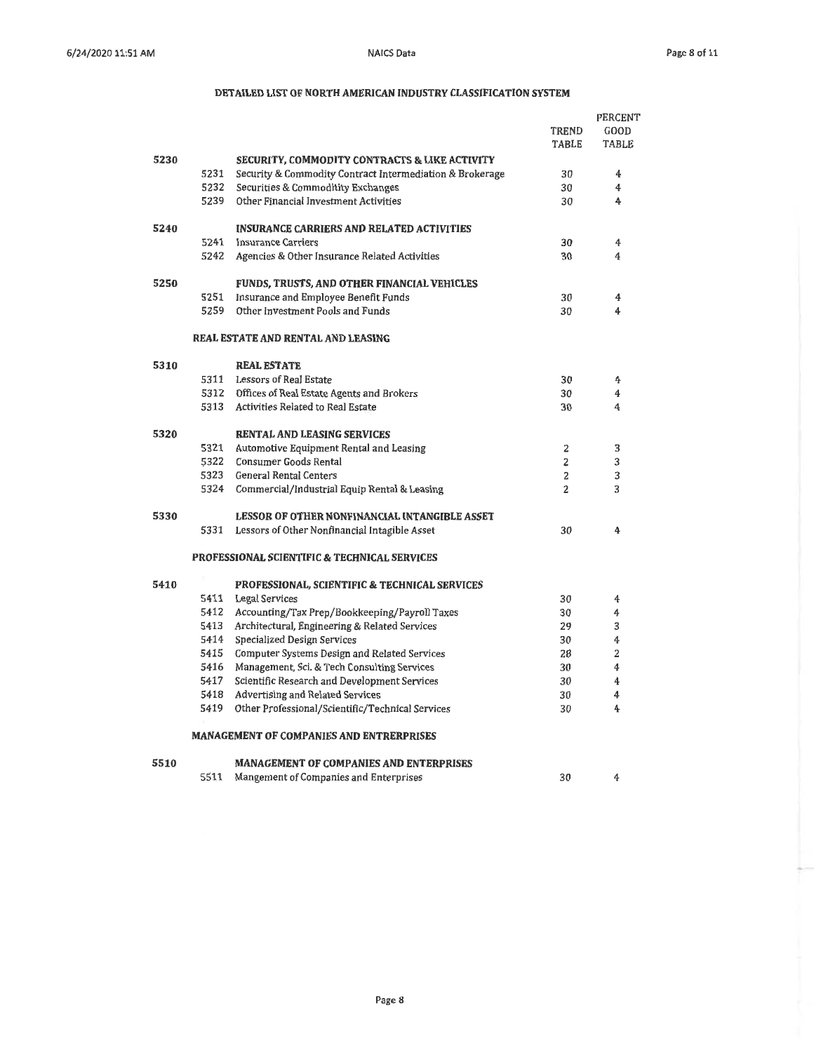## DETAILED LIST OF NORTH AMERICAN INDUSTRY CLASSIFICATION SYSTEM

| | | | TREND TABLE | PERCENT GOOD TABLE |
|---|---|---|---|---|
| 5230 | | **SECURITY, COMMODITY CONTRACTS & LIKE ACTIVITY** | | |
| | 5231 | Security & Commodity Contract Intermediation & Brokerage | 30 | 4 |
| | 5232 | Securities & Commoditity Exchanges | 30 | 4 |
| | 5239 | Other Financial Investment Activities | 30 | 4 |
| 5240 | | **INSURANCE CARRIERS AND RELATED ACTIVITIES** | | |
| | 5241 | Insurance Carriers | 30 | 4 |
| | 5242 | Agencies & Other Insurance Related Activities | 30 | 4 |
| 5250 | | **FUNDS, TRUSTS, AND OTHER FINANCIAL VEHICLES** | | |
| | 5251 | Insurance and Employee Benefit Funds | 30 | 4 |
| | 5259 | Other Investment Pools and Funds | 30 | 4 |
| | | **REAL ESTATE AND RENTAL AND LEASING** | | |
| 5310 | | **REAL ESTATE** | | |
| | 5311 | Lessors of Real Estate | 30 | 4 |
| | 5312 | Offices of Real Estate Agents and Brokers | 30 | 4 |
| | 5313 | Activities Related to Real Estate | 30 | 4 |
| 5320 | | **RENTAL AND LEASING SERVICES** | | |
| | 5321 | Automotive Equipment Rental and Leasing | 2 | 3 |
| | 5322 | Consumer Goods Rental | 2 | 3 |
| | 5323 | General Rental Centers | 2 | 3 |
| | 5324 | Commercial/Industrial Equip Rental & Leasing | 2 | 3 |
| 5330 | | **LESSOR OF OTHER NONFINANCIAL INTANGIBLE ASSET** | | |
| | 5331 | Lessors of Other Nonfinancial Intagible Asset | 30 | 4 |
| | | **PROFESSIONAL SCIENTIFIC & TECHNICAL SERVICES** | | |
| 5410 | | **PROFESSIONAL, SCIENTIFIC & TECHNICAL SERVICES** | | |
| | 5411 | Legal Services | 30 | 4 |
| | 5412 | Accounting/Tax Prep/Bookkeeping/Payroll Taxes | 30 | 4 |
| | 5413 | Architectural, Engineering & Related Services | 29 | 3 |
| | 5414 | Specialized Design Services | 30 | 4 |
| | 5415 | Computer Systems Design and Related Services | 28 | 2 |
| | 5416 | Management, Sci. & Tech Consulting Services | 30 | 4 |
| | 5417 | Scientific Research and Development Services | 30 | 4 |
| | 5418 | Advertising and Related Services | 30 | 4 |
| | 5419 | Other Professional/Scientific/Technical Services | 30 | 4 |
| | | **MANAGEMENT OF COMPANIES AND ENTRERPRISES** | | |
| 5510 | | **MANAGEMENT OF COMPANIES AND ENTERPRISES** | | |
| | 5511 | Mangement of Companies and Enterprises | 30 | 4 |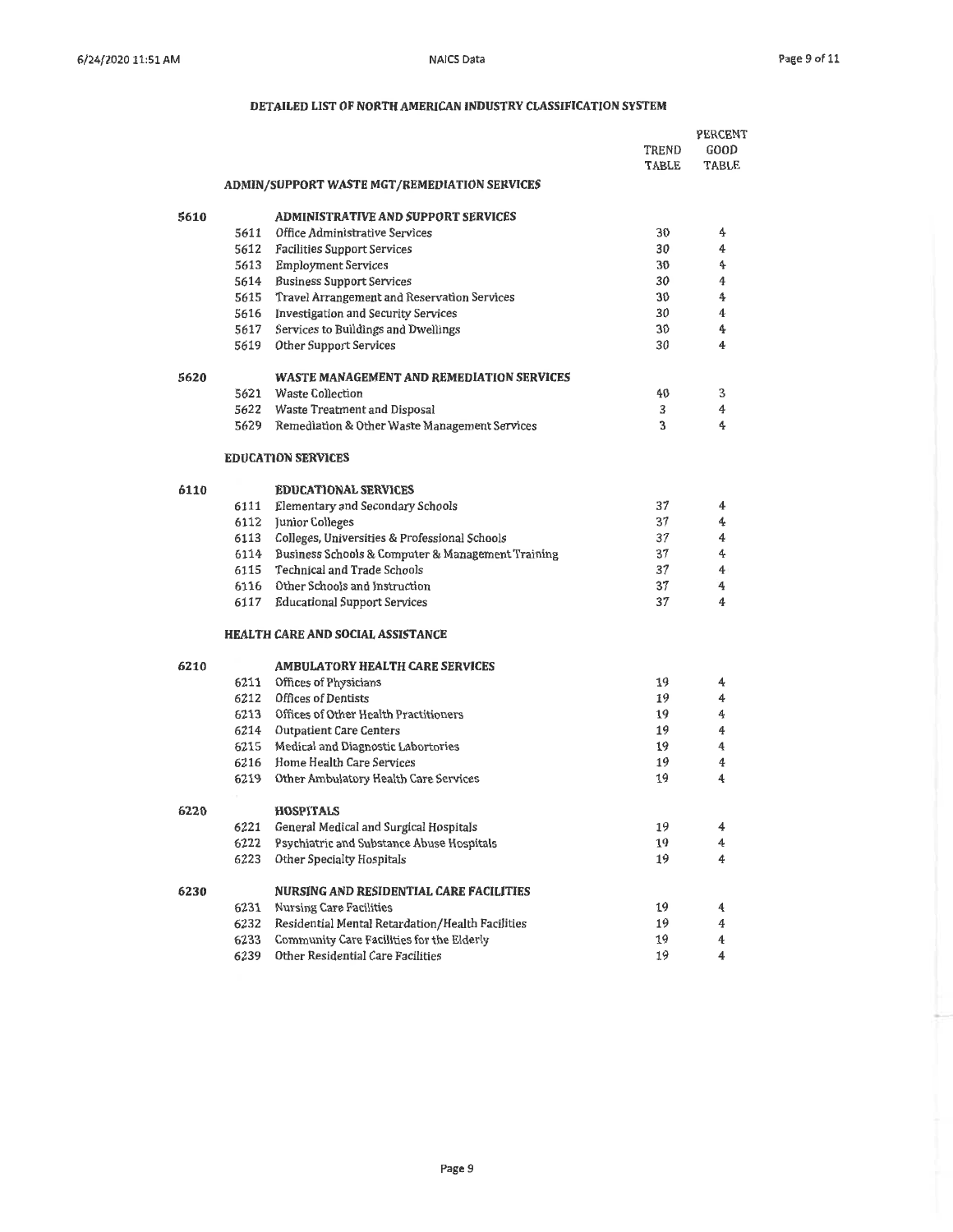## DETAILED LIST OF NORTH AMERICAN INDUSTRY CLASSIFICATION SYSTEM

| | | | TREND TABLE | PERCENT GOOD TABLE |
|---|---|---|---|---|
| | | **ADMIN/SUPPORT WASTE MGT/REMEDIATION SERVICES** | | |
| **5610** | | **ADMINISTRATIVE AND SUPPORT SERVICES** | | |
| | 5611 | Office Administrative Services | 30 | 4 |
| | 5612 | Facilities Support Services | 30 | 4 |
| | 5613 | Employment Services | 30 | 4 |
| | 5614 | Business Support Services | 30 | 4 |
| | 5615 | Travel Arrangement and Reservation Services | 30 | 4 |
| | 5616 | Investigation and Security Services | 30 | 4 |
| | 5617 | Services to Buildings and Dwellings | 30 | 4 |
| | 5619 | Other Support Services | 30 | 4 |
| **5620** | | **WASTE MANAGEMENT AND REMEDIATION SERVICES** | | |
| | 5621 | Waste Collection | 40 | 3 |
| | 5622 | Waste Treatment and Disposal | 3 | 4 |
| | 5629 | Remediation & Other Waste Management Services | 3 | 4 |
| | | **EDUCATION SERVICES** | | |
| **6110** | | **EDUCATIONAL SERVICES** | | |
| | 6111 | Elementary and Secondary Schools | 37 | 4 |
| | 6112 | Junior Colleges | 37 | 4 |
| | 6113 | Colleges, Universities & Professional Schools | 37 | 4 |
| | 6114 | Business Schools & Computer & Management Training | 37 | 4 |
| | 6115 | Technical and Trade Schools | 37 | 4 |
| | 6116 | Other Schools and Instruction | 37 | 4 |
| | 6117 | Educational Support Services | 37 | 4 |
| | | **HEALTH CARE AND SOCIAL ASSISTANCE** | | |
| **6210** | | **AMBULATORY HEALTH CARE SERVICES** | | |
| | 6211 | Offices of Physicians | 19 | 4 |
| | 6212 | Offices of Dentists | 19 | 4 |
| | 6213 | Offices of Other Health Practitioners | 19 | 4 |
| | 6214 | Outpatient Care Centers | 19 | 4 |
| | 6215 | Medical and Diagnostic Labortories | 19 | 4 |
| | 6216 | Home Health Care Services | 19 | 4 |
| | 6219 | Other Ambulatory Health Care Services | 19 | 4 |
| **6220** | | **HOSPITALS** | | |
| | 6221 | General Medical and Surgical Hospitals | 19 | 4 |
| | 6222 | Psychiatric and Substance Abuse Hospitals | 19 | 4 |
| | 6223 | Other Specialty Hospitals | 19 | 4 |
| **6230** | | **NURSING AND RESIDENTIAL CARE FACILITIES** | | |
| | 6231 | Nursing Care Facilities | 19 | 4 |
| | 6232 | Residential Mental Retardation/Health Facilities | 19 | 4 |
| | 6233 | Community Care Facilities for the Elderly | 19 | 4 |
| | 6239 | Other Residential Care Facilities | 19 | 4 |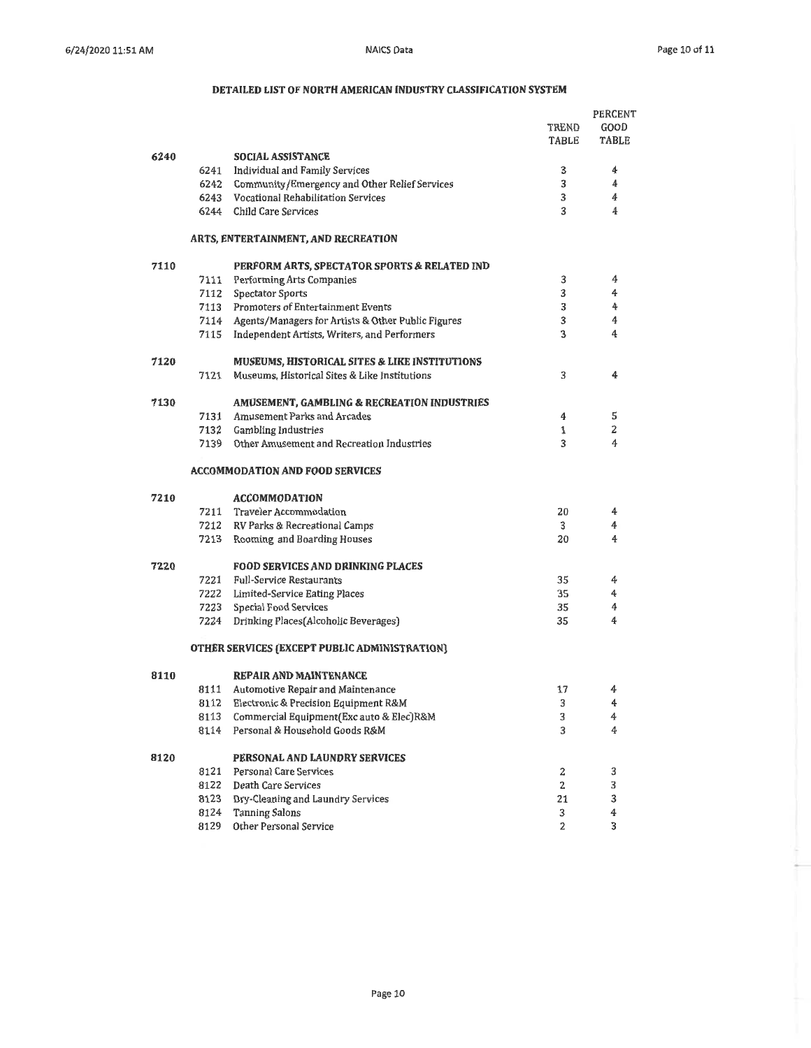## DETAILED LIST OF NORTH AMERICAN INDUSTRY CLASSIFICATION SYSTEM

| | | | TREND TABLE | PERCENT GOOD TABLE |
|---|---|---|---|---|
| 6240 | | **SOCIAL ASSISTANCE** | | |
| | 6241 | Individual and Family Services | 3 | 4 |
| | 6242 | Community/Emergency and Other Relief Services | 3 | 4 |
| | 6243 | Vocational Rehabilitation Services | 3 | 4 |
| | 6244 | Child Care Services | 3 | 4 |
| | | ***ARTS, ENTERTAINMENT, AND RECREATION*** | | |
| 7110 | | **PERFORM ARTS, SPECTATOR SPORTS & RELATED IND** | | |
| | 7111 | Performing Arts Companies | 3 | 4 |
| | 7112 | Spectator Sports | 3 | 4 |
| | 7113 | Promoters of Entertainment Events | 3 | 4 |
| | 7114 | Agents/Managers for Artists & Other Public Figures | 3 | 4 |
| | 7115 | Independent Artists, Writers, and Performers | 3 | 4 |
| 7120 | | **MUSEUMS, HISTORICAL SITES & LIKE INSTITUTIONS** | | |
| | 7121 | Museums, Historical Sites & Like Institutions | 3 | 4 |
| 7130 | | **AMUSEMENT, GAMBLING & RECREATION INDUSTRIES** | | |
| | 7131 | Amusement Parks and Arcades | 4 | 5 |
| | 7132 | Gambling Industries | 1 | 2 |
| | 7139 | Other Amusement and Recreation Industries | 3 | 4 |
| | | ***ACCOMMODATION AND FOOD SERVICES*** | | |
| 7210 | | **ACCOMMODATION** | | |
| | 7211 | Traveler Accommodation | 20 | 4 |
| | 7212 | RV Parks & Recreational Camps | 3 | 4 |
| | 7213 | Rooming and Boarding Houses | 20 | 4 |
| 7220 | | **FOOD SERVICES AND DRINKING PLACES** | | |
| | 7221 | Full-Service Restaurants | 35 | 4 |
| | 7222 | Limited-Service Eating Places | 35 | 4 |
| | 7223 | Special Food Services | 35 | 4 |
| | 7224 | Drinking Places(Alcoholic Beverages) | 35 | 4 |
| | | ***OTHER SERVICES (EXCEPT PUBLIC ADMINISTRATION)*** | | |
| 8110 | | **REPAIR AND MAINTENANCE** | | |
| | 8111 | Automotive Repair and Maintenance | 17 | 4 |
| | 8112 | Electronic & Precision Equipment R&M | 3 | 4 |
| | 8113 | Commercial Equipment(Exc auto & Elec)R&M | 3 | 4 |
| | 8114 | Personal & Household Goods R&M | 3 | 4 |
| 8120 | | **PERSONAL AND LAUNDRY SERVICES** | | |
| | 8121 | Personal Care Services | 2 | 3 |
| | 8122 | Death Care Services | 2 | 3 |
| | 8123 | Dry-Cleaning and Laundry Services | 21 | 3 |
| | 8124 | Tanning Salons | 3 | 4 |
| | 8129 | Other Personal Service | 2 | 3 |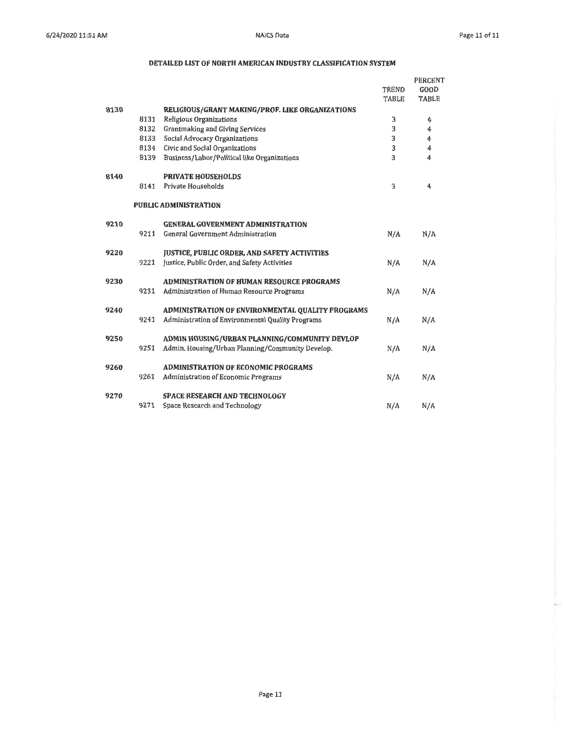## DETAILED LIST OF NORTH AMERICAN INDUSTRY CLASSIFICATION SYSTEM

| | | | TREND TABLE | PERCENT GOOD TABLE |
|---|---|---|---|---|
| 8130 | | **RELIGIOUS/GRANT MAKING/PROF. LIKE ORGANIZATIONS** | | |
| | 8131 | Religious Organizations | 3 | 4 |
| | 8132 | Grantmaking and Giving Services | 3 | 4 |
| | 8133 | Social Advocacy Organizations | 3 | 4 |
| | 8134 | Civic and Social Organizations | 3 | 4 |
| | 8139 | Business/Labor/Political like Organizations | 3 | 4 |
| 8140 | | **PRIVATE HOUSEHOLDS** | | |
| | 8141 | Private Households | 3 | 4 |
| | | **PUBLIC ADMINISTRATION** | | |
| 9210 | | **GENERAL GOVERNMENT ADMINISTRATION** | | |
| | 9211 | General Government Administration | N/A | N/A |
| 9220 | | **JUSTICE, PUBLIC ORDER, AND SAFETY ACTIVITIES** | | |
| | 9221 | Justice, Public Order, and Safety Activities | N/A | N/A |
| 9230 | | **ADMINISTRATION OF HUMAN RESOURCE PROGRAMS** | | |
| | 9231 | Administration of Human Resource Programs | N/A | N/A |
| 9240 | | **ADMINISTRATION OF ENVIRONMENTAL QUALITY PROGRAMS** | | |
| | 9241 | Administration of Environmental Quality Programs | N/A | N/A |
| 9250 | | **ADMIN HOUSING/URBAN PLANNING/COMMUNITY DEVLOP** | | |
| | 9251 | Admin. Housing/Urban Planning/Community Develop. | N/A | N/A |
| 9260 | | **ADMINISTRATION OF ECONOMIC PROGRAMS** | | |
| | 9261 | Administration of Economic Programs | N/A | N/A |
| 9270 | | **SPACE RESEARCH AND TECHNOLOGY** | | |
| | 9271 | Space Research and Technology | N/A | N/A |